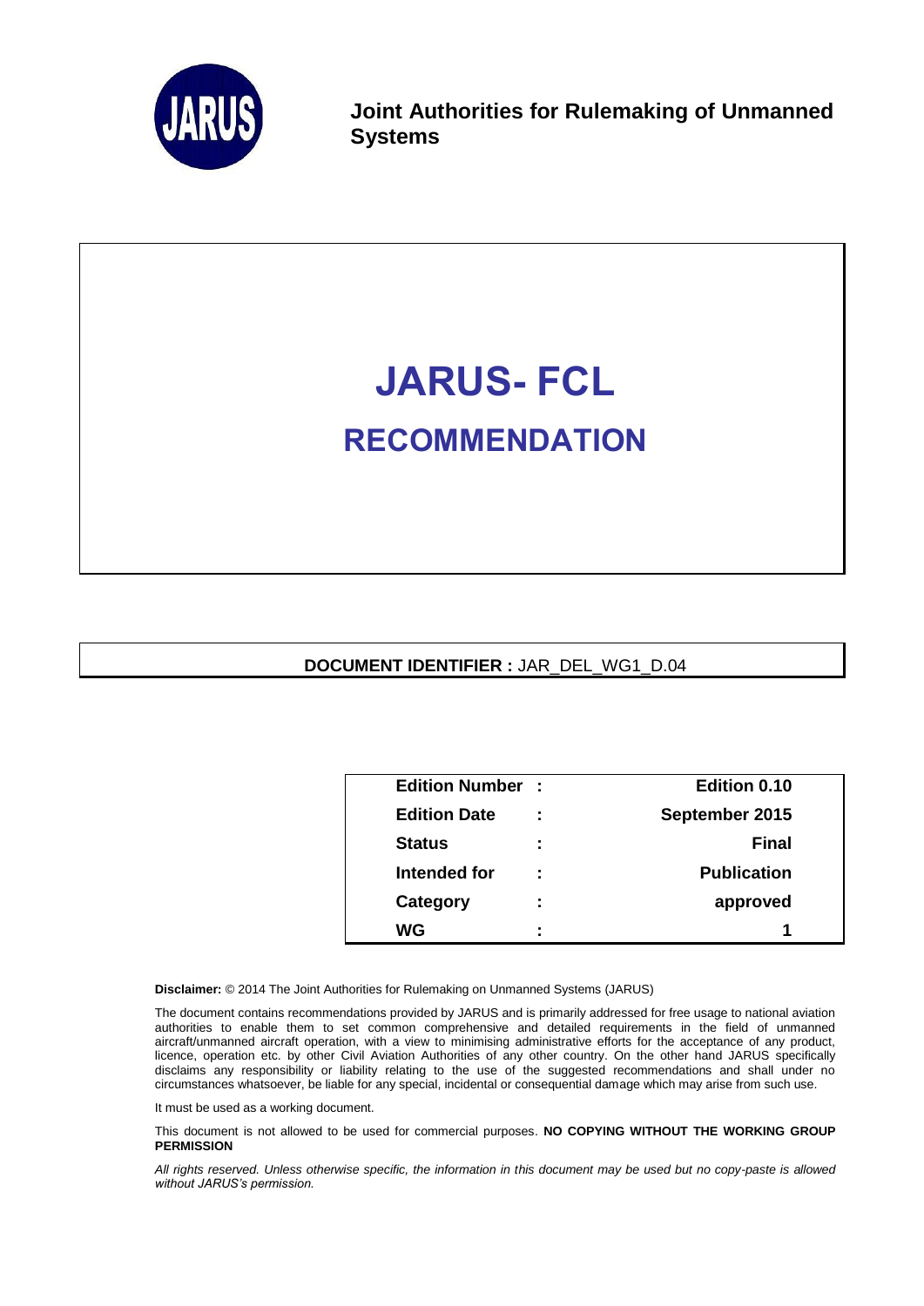**Joint Authorities for Rulemaking of Unmanned Systems**

# JARUS- FCL

## RECOMMENDATION

**DOCUMENT IDENTIFIER :** JAR_DEL_WG1_D.04

| | | |
|---|---|---|
| **Edition Number** | **:** | **Edition 0.10** |
| **Edition Date** | **:** | **September 2015** |
| **Status** | **:** | **Final** |
| **Intended for** | **:** | **Publication** |
| **Category** | **:** | **approved** |
| **WG** | **:** | **1** |

**Disclaimer:** © 2014 The Joint Authorities for Rulemaking on Unmanned Systems (JARUS)

The document contains recommendations provided by JARUS and is primarily addressed for free usage to national aviation authorities to enable them to set common comprehensive and detailed requirements in the field of unmanned aircraft/unmanned aircraft operation, with a view to minimising administrative efforts for the acceptance of any product, licence, operation etc. by other Civil Aviation Authorities of any other country. On the other hand JARUS specifically disclaims any responsibility or liability relating to the use of the suggested recommendations and shall under no circumstances whatsoever, be liable for any special, incidental or consequential damage which may arise from such use.

It must be used as a working document.

This document is not allowed to be used for commercial purposes. **NO COPYING WITHOUT THE WORKING GROUP PERMISSION**

*All rights reserved. Unless otherwise specific, the information in this document may be used but no copy-paste is allowed without JARUS's permission.*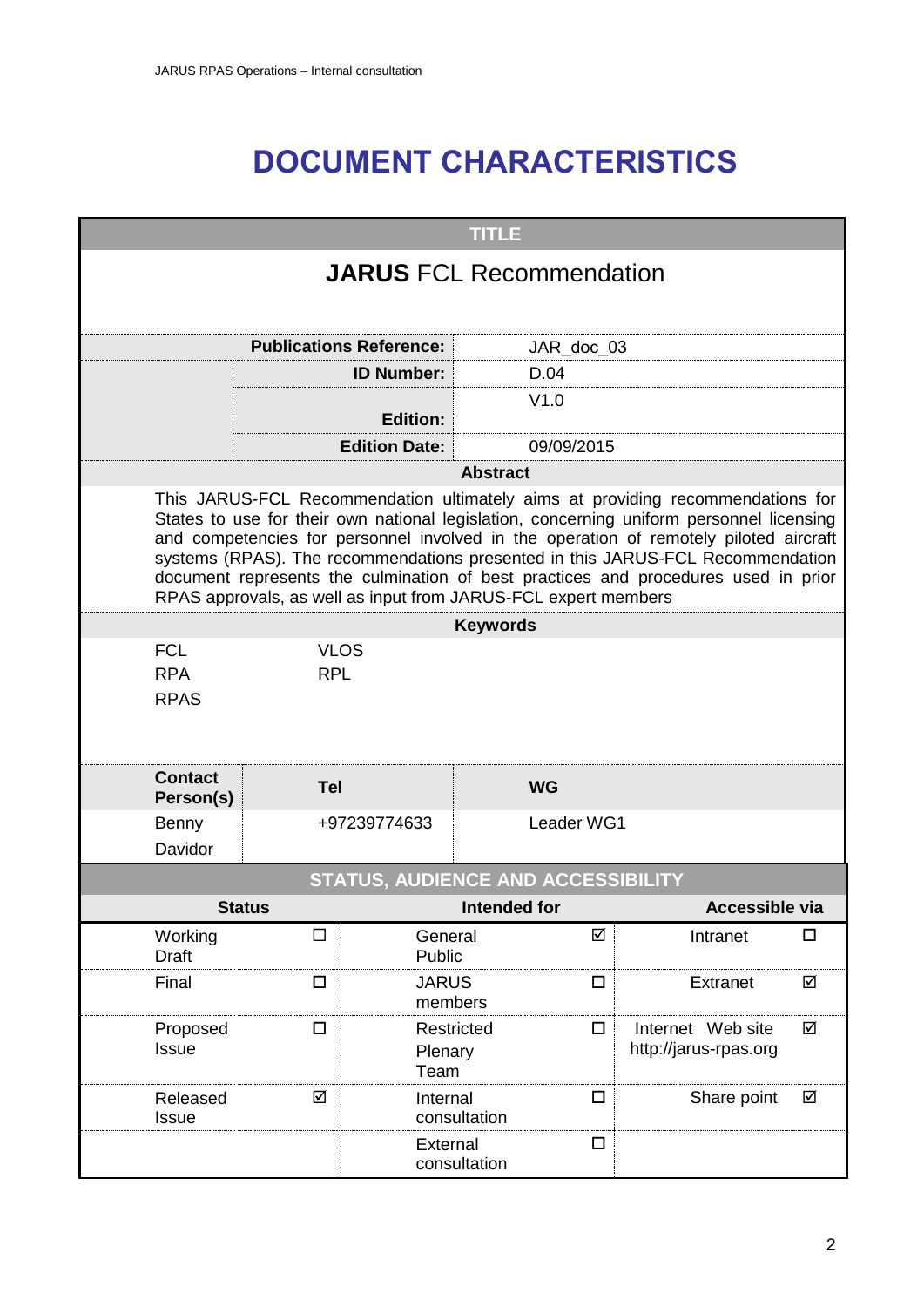# DOCUMENT CHARACTERISTICS

| TITLE | |
|---|---|
| **JARUS** FCL Recommendation | |
| **Publications Reference:** | JAR_doc_03 |
| **ID Number:** | D.04 |
| **Edition:** | V1.0 |
| **Edition Date:** | 09/09/2015 |

**Abstract**

This JARUS-FCL Recommendation ultimately aims at providing recommendations for States to use for their own national legislation, concerning uniform personnel licensing and competencies for personnel involved in the operation of remotely piloted aircraft systems (RPAS). The recommendations presented in this JARUS-FCL Recommendation document represents the culmination of best practices and procedures used in prior RPAS approvals, as well as input from JARUS-FCL expert members

**Keywords**

| | |
|---|---|
| FCL | VLOS |
| RPA | RPL |
| RPAS | |

| Contact Person(s) | Tel | WG |
|---|---|---|
| Benny Davidor | +97239774633 | Leader WG1 |

**STATUS, AUDIENCE AND ACCESSIBILITY**

| Status | | Intended for | | Accessible via | |
|---|---|---|---|---|---|
| Working Draft | ☐ | General Public | ☑ | Intranet | ☐ |
| Final | ☐ | JARUS members | ☐ | Extranet | ☑ |
| Proposed Issue | ☐ | Restricted Plenary Team | ☐ | Internet Web site http://jarus-rpas.org | ☑ |
| Released Issue | ☑ | Internal consultation | ☐ | Share point | ☑ |
| | | External consultation | ☐ | | |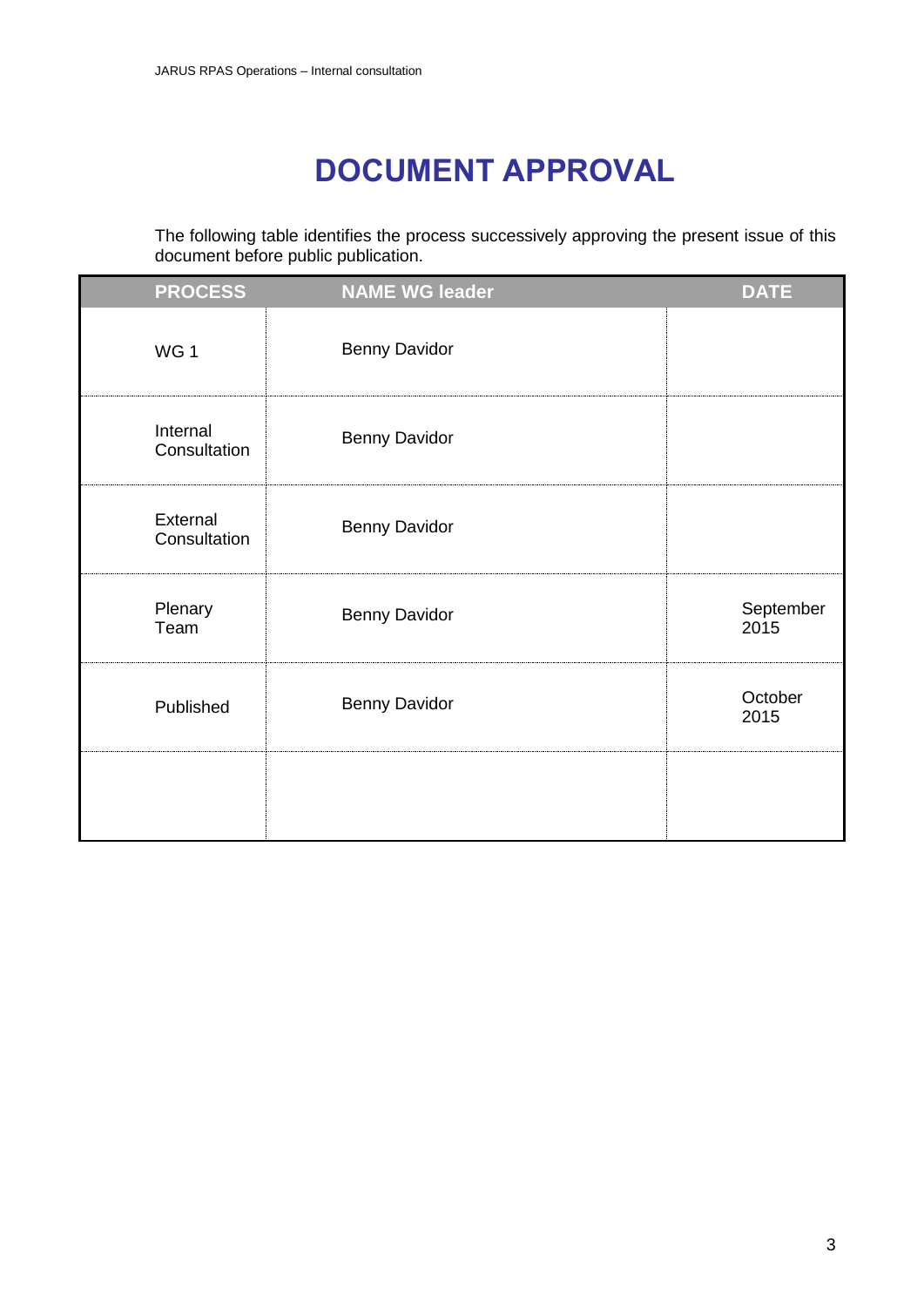# DOCUMENT APPROVAL

The following table identifies the process successively approving the present issue of this document before public publication.

| PROCESS | NAME WG leader | DATE |
|---|---|---|
| WG 1 | Benny Davidor | |
| Internal Consultation | Benny Davidor | |
| External Consultation | Benny Davidor | |
| Plenary Team | Benny Davidor | September 2015 |
| Published | Benny Davidor | October 2015 |
| | | |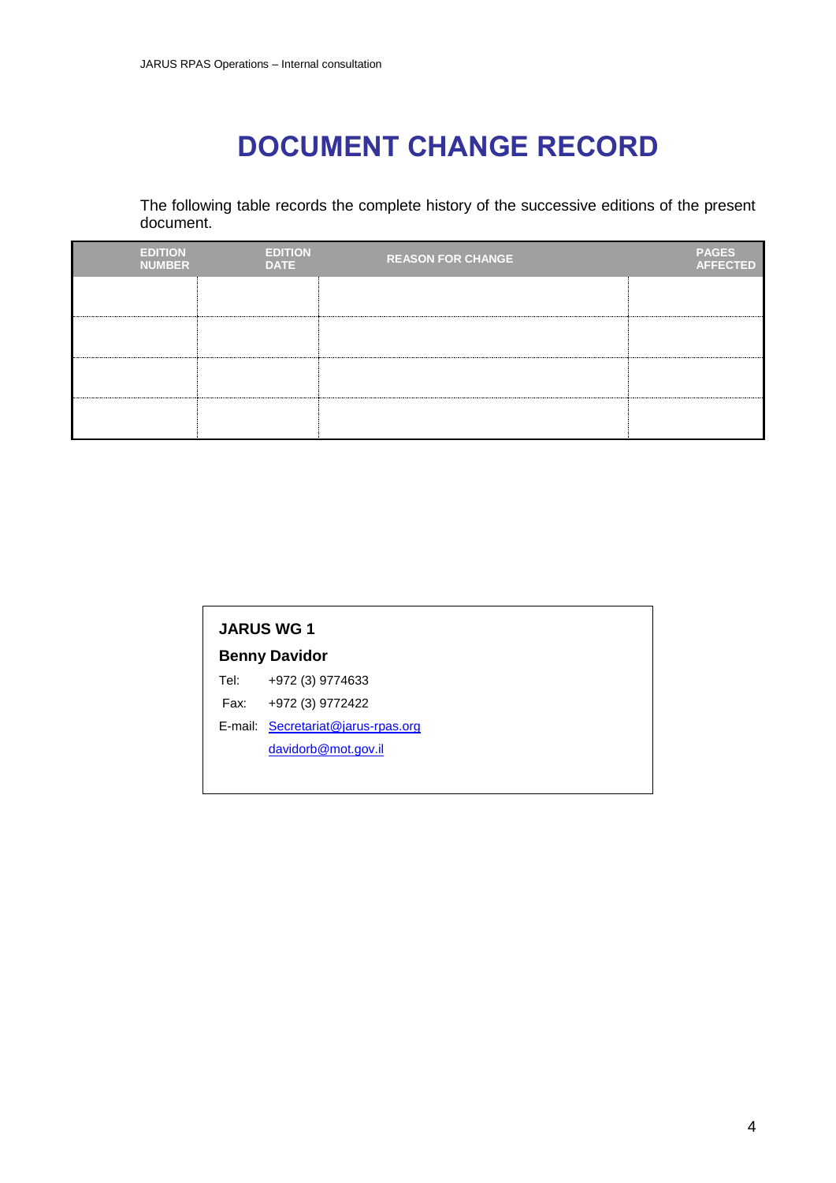# DOCUMENT CHANGE RECORD

The following table records the complete history of the successive editions of the present document.

| EDITION NUMBER | EDITION DATE | REASON FOR CHANGE | PAGES AFFECTED |
|---|---|---|---|
| | | | |
| | | | |
| | | | |
| | | | |

**JARUS WG 1**

**Benny Davidor**

Tel: +972 (3) 9774633

Fax: +972 (3) 9772422

E-mail: Secretariat@jarus-rpas.org

davidorb@mot.gov.il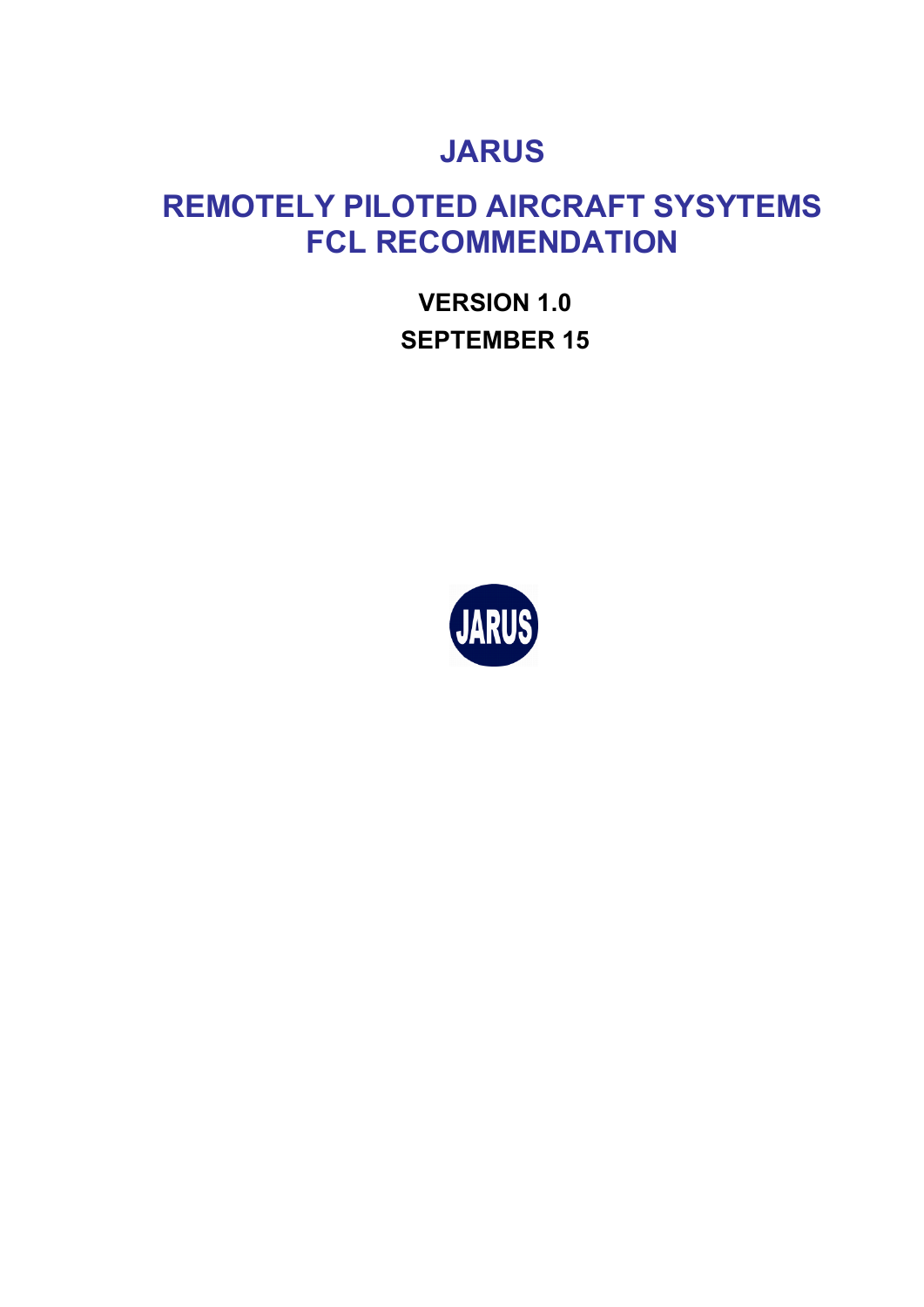# JARUS

# REMOTELY PILOTED AIRCRAFT SYSYTEMS FCL RECOMMENDATION

**VERSION 1.0**

**SEPTEMBER 15**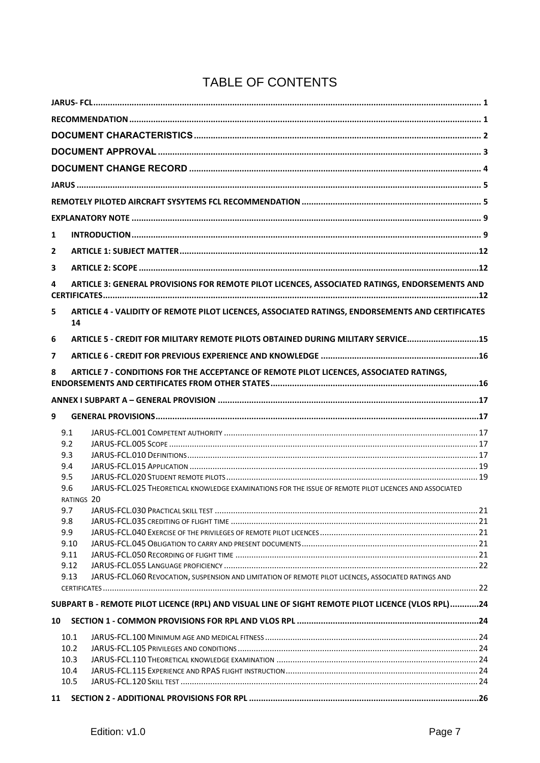# TABLE OF CONTENTS

JARUS- FCL ........ 1

RECOMMENDATION ........ 1

DOCUMENT CHARACTERISTICS ........ 2

DOCUMENT APPROVAL ........ 3

DOCUMENT CHANGE RECORD ........ 4

JARUS ........ 5

REMOTELY PILOTED AIRCRAFT SYSYTEMS FCL RECOMMENDATION ........ 5

EXPLANATORY NOTE ........ 9

1 INTRODUCTION ........ 9

2 ARTICLE 1: SUBJECT MATTER ........ 12

3 ARTICLE 2: SCOPE ........ 12

4 ARTICLE 3: GENERAL PROVISIONS FOR REMOTE PILOT LICENCES, ASSOCIATED RATINGS, ENDORSEMENTS AND CERTIFICATES ........ 12

5 ARTICLE 4 - VALIDITY OF REMOTE PILOT LICENCES, ASSOCIATED RATINGS, ENDORSEMENTS AND CERTIFICATES 14

6 ARTICLE 5 - CREDIT FOR MILITARY REMOTE PILOTS OBTAINED DURING MILITARY SERVICE ........ 15

7 ARTICLE 6 - CREDIT FOR PREVIOUS EXPERIENCE AND KNOWLEDGE ........ 16

8 ARTICLE 7 - CONDITIONS FOR THE ACCEPTANCE OF REMOTE PILOT LICENCES, ASSOCIATED RATINGS, ENDORSEMENTS AND CERTIFICATES FROM OTHER STATES ........ 16

ANNEX I SUBPART A – GENERAL PROVISION ........ 17

9 GENERAL PROVISIONS ........ 17

- 9.1 JARUS-FCL.001 COMPETENT AUTHORITY ........ 17
- 9.2 JARUS-FCL.005 SCOPE ........ 17
- 9.3 JARUS-FCL.010 DEFINITIONS ........ 17
- 9.4 JARUS-FCL.015 APPLICATION ........ 19
- 9.5 JARUS-FCL.020 STUDENT REMOTE PILOTS ........ 19
- 9.6 JARUS-FCL.025 THEORETICAL KNOWLEDGE EXAMINATIONS FOR THE ISSUE OF REMOTE PILOT LICENCES AND ASSOCIATED RATINGS 20
- 9.7 JARUS-FCL.030 PRACTICAL SKILL TEST ........ 21
- 9.8 JARUS-FCL.035 CREDITING OF FLIGHT TIME ........ 21
- 9.9 JARUS-FCL.040 EXERCISE OF THE PRIVILEGES OF REMOTE PILOT LICENCES ........ 21
- 9.10 JARUS-FCL.045 OBLIGATION TO CARRY AND PRESENT DOCUMENTS ........ 21
- 9.11 JARUS-FCL.050 RECORDING OF FLIGHT TIME ........ 21
- 9.12 JARUS-FCL.055 LANGUAGE PROFICIENCY ........ 22
- 9.13 JARUS-FCL.060 REVOCATION, SUSPENSION AND LIMITATION OF REMOTE PILOT LICENCES, ASSOCIATED RATINGS AND CERTIFICATES ........ 22

SUBPART B - REMOTE PILOT LICENCE (RPL) AND VISUAL LINE OF SIGHT REMOTE PILOT LICENCE (VLOS RPL) ........ 24

10 SECTION 1 - COMMON PROVISIONS FOR RPL AND VLOS RPL ........ 24

- 10.1 JARUS-FCL.100 MINIMUM AGE AND MEDICAL FITNESS ........ 24
- 10.2 JARUS-FCL.105 PRIVILEGES AND CONDITIONS ........ 24
- 10.3 JARUS-FCL.110 THEORETICAL KNOWLEDGE EXAMINATION ........ 24
- 10.4 JARUS-FCL.115 EXPERIENCE AND RPAS FLIGHT INSTRUCTION ........ 24
- 10.5 JARUS-FCL.120 SKILL TEST ........ 24

11 SECTION 2 - ADDITIONAL PROVISIONS FOR RPL ........ 26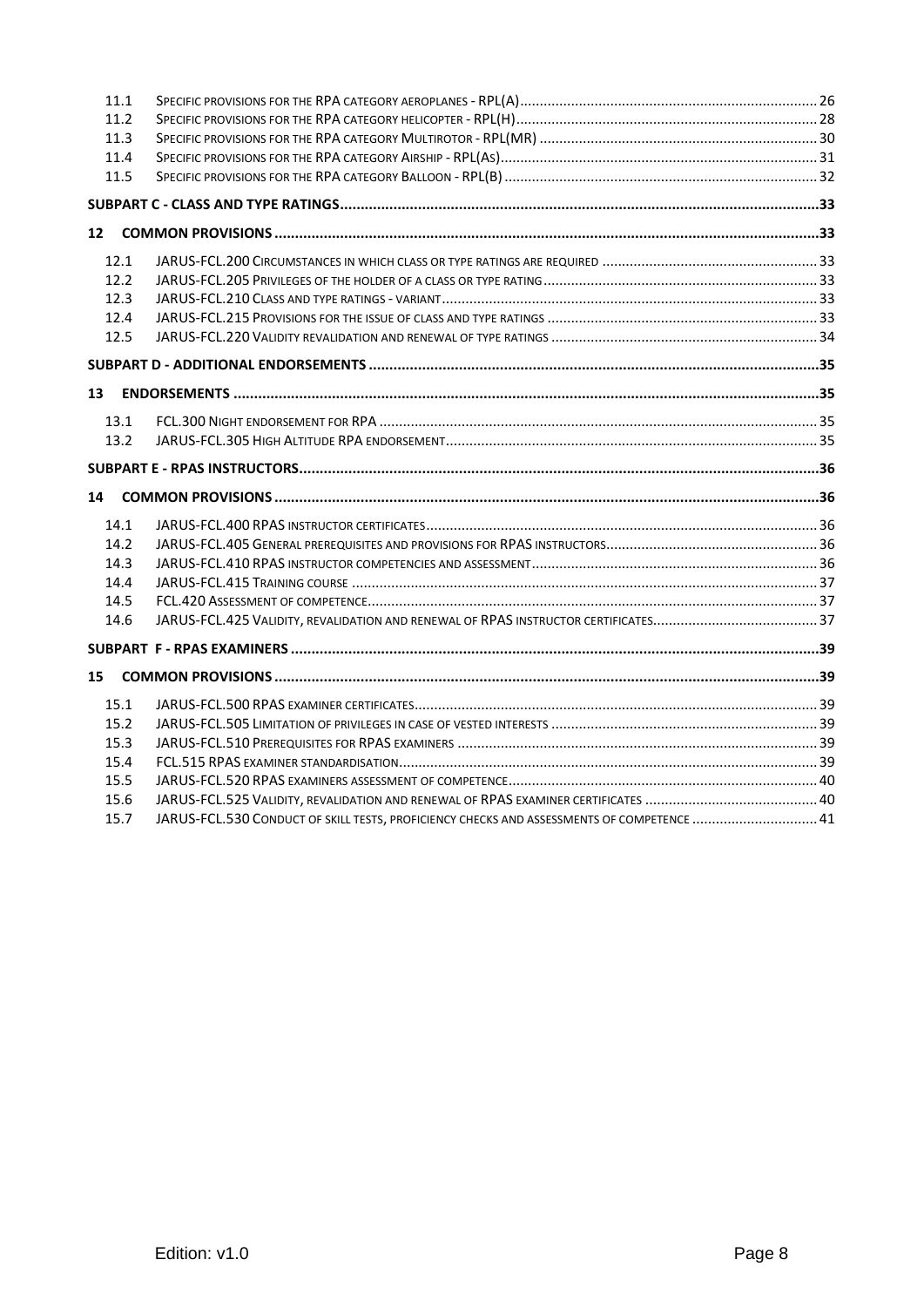11.1 Specific provisions for the RPA category aeroplanes - RPL(A) ... 26
11.2 Specific provisions for the RPA category helicopter - RPL(H) ... 28
11.3 Specific provisions for the RPA category Multirotor - RPL(MR) ... 30
11.4 Specific provisions for the RPA category Airship - RPL(As) ... 31
11.5 Specific provisions for the RPA category Balloon - RPL(B) ... 32

**SUBPART C - CLASS AND TYPE RATINGS ... 33**

**12 COMMON PROVISIONS ... 33**

12.1 JARUS-FCL.200 Circumstances in which class or type ratings are required ... 33
12.2 JARUS-FCL.205 Privileges of the holder of a class or type rating ... 33
12.3 JARUS-FCL.210 Class and type ratings - variant ... 33
12.4 JARUS-FCL.215 Provisions for the issue of class and type ratings ... 33
12.5 JARUS-FCL.220 Validity revalidation and renewal of type ratings ... 34

**SUBPART D - ADDITIONAL ENDORSEMENTS ... 35**

**13 ENDORSEMENTS ... 35**

13.1 FCL.300 Night endorsement for RPA ... 35
13.2 JARUS-FCL.305 High Altitude RPA endorsement ... 35

**SUBPART E - RPAS INSTRUCTORS ... 36**

**14 COMMON PROVISIONS ... 36**

14.1 JARUS-FCL.400 RPAS instructor certificates ... 36
14.2 JARUS-FCL.405 General prerequisites and provisions for RPAS instructors ... 36
14.3 JARUS-FCL.410 RPAS instructor competencies and assessment ... 36
14.4 JARUS-FCL.415 Training course ... 37
14.5 FCL.420 Assessment of competence ... 37
14.6 JARUS-FCL.425 Validity, revalidation and renewal of RPAS instructor certificates ... 37

**SUBPART F - RPAS EXAMINERS ... 39**

**15 COMMON PROVISIONS ... 39**

15.1 JARUS-FCL.500 RPAS examiner certificates ... 39
15.2 JARUS-FCL.505 Limitation of privileges in case of vested interests ... 39
15.3 JARUS-FCL.510 Prerequisites for RPAS examiners ... 39
15.4 FCL.515 RPAS examiner standardisation ... 39
15.5 JARUS-FCL.520 RPAS examiners assessment of competence ... 40
15.6 JARUS-FCL.525 Validity, revalidation and renewal of RPAS examiner certificates ... 40
15.7 JARUS-FCL.530 Conduct of skill tests, proficiency checks and assessments of competence ... 41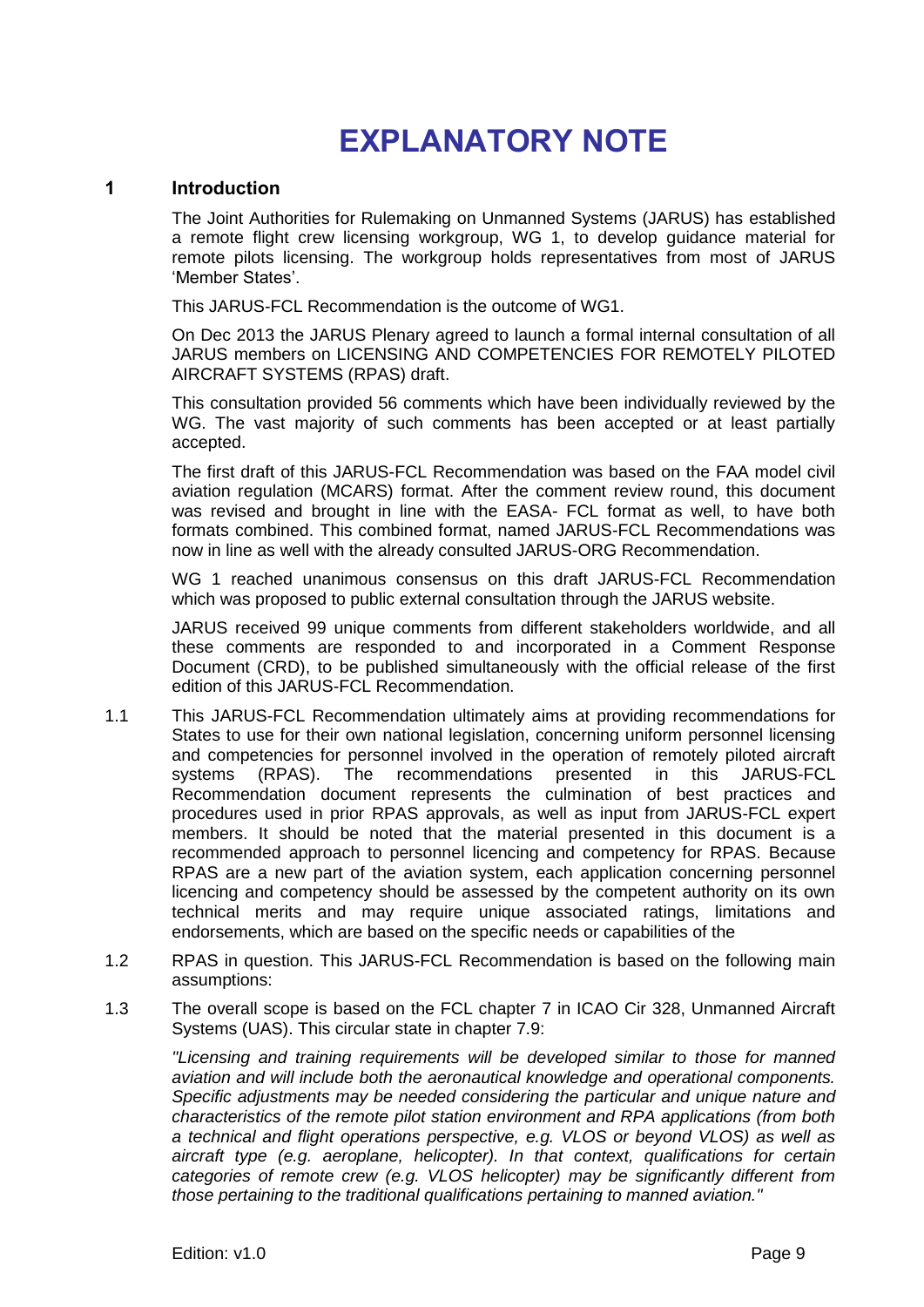# EXPLANATORY NOTE

## 1 Introduction

The Joint Authorities for Rulemaking on Unmanned Systems (JARUS) has established a remote flight crew licensing workgroup, WG 1, to develop guidance material for remote pilots licensing. The workgroup holds representatives from most of JARUS 'Member States'.

This JARUS-FCL Recommendation is the outcome of WG1.

On Dec 2013 the JARUS Plenary agreed to launch a formal internal consultation of all JARUS members on LICENSING AND COMPETENCIES FOR REMOTELY PILOTED AIRCRAFT SYSTEMS (RPAS) draft.

This consultation provided 56 comments which have been individually reviewed by the WG. The vast majority of such comments has been accepted or at least partially accepted.

The first draft of this JARUS-FCL Recommendation was based on the FAA model civil aviation regulation (MCARS) format. After the comment review round, this document was revised and brought in line with the EASA- FCL format as well, to have both formats combined. This combined format, named JARUS-FCL Recommendations was now in line as well with the already consulted JARUS-ORG Recommendation.

WG 1 reached unanimous consensus on this draft JARUS-FCL Recommendation which was proposed to public external consultation through the JARUS website.

JARUS received 99 unique comments from different stakeholders worldwide, and all these comments are responded to and incorporated in a Comment Response Document (CRD), to be published simultaneously with the official release of the first edition of this JARUS-FCL Recommendation.

1.1 This JARUS-FCL Recommendation ultimately aims at providing recommendations for States to use for their own national legislation, concerning uniform personnel licensing and competencies for personnel involved in the operation of remotely piloted aircraft systems (RPAS). The recommendations presented in this JARUS-FCL Recommendation document represents the culmination of best practices and procedures used in prior RPAS approvals, as well as input from JARUS-FCL expert members. It should be noted that the material presented in this document is a recommended approach to personnel licencing and competency for RPAS. Because RPAS are a new part of the aviation system, each application concerning personnel licencing and competency should be assessed by the competent authority on its own technical merits and may require unique associated ratings, limitations and endorsements, which are based on the specific needs or capabilities of the

1.2 RPAS in question. This JARUS-FCL Recommendation is based on the following main assumptions:

1.3 The overall scope is based on the FCL chapter 7 in ICAO Cir 328, Unmanned Aircraft Systems (UAS). This circular state in chapter 7.9:

*"Licensing and training requirements will be developed similar to those for manned aviation and will include both the aeronautical knowledge and operational components. Specific adjustments may be needed considering the particular and unique nature and characteristics of the remote pilot station environment and RPA applications (from both a technical and flight operations perspective, e.g. VLOS or beyond VLOS) as well as aircraft type (e.g. aeroplane, helicopter). In that context, qualifications for certain categories of remote crew (e.g. VLOS helicopter) may be significantly different from those pertaining to the traditional qualifications pertaining to manned aviation."*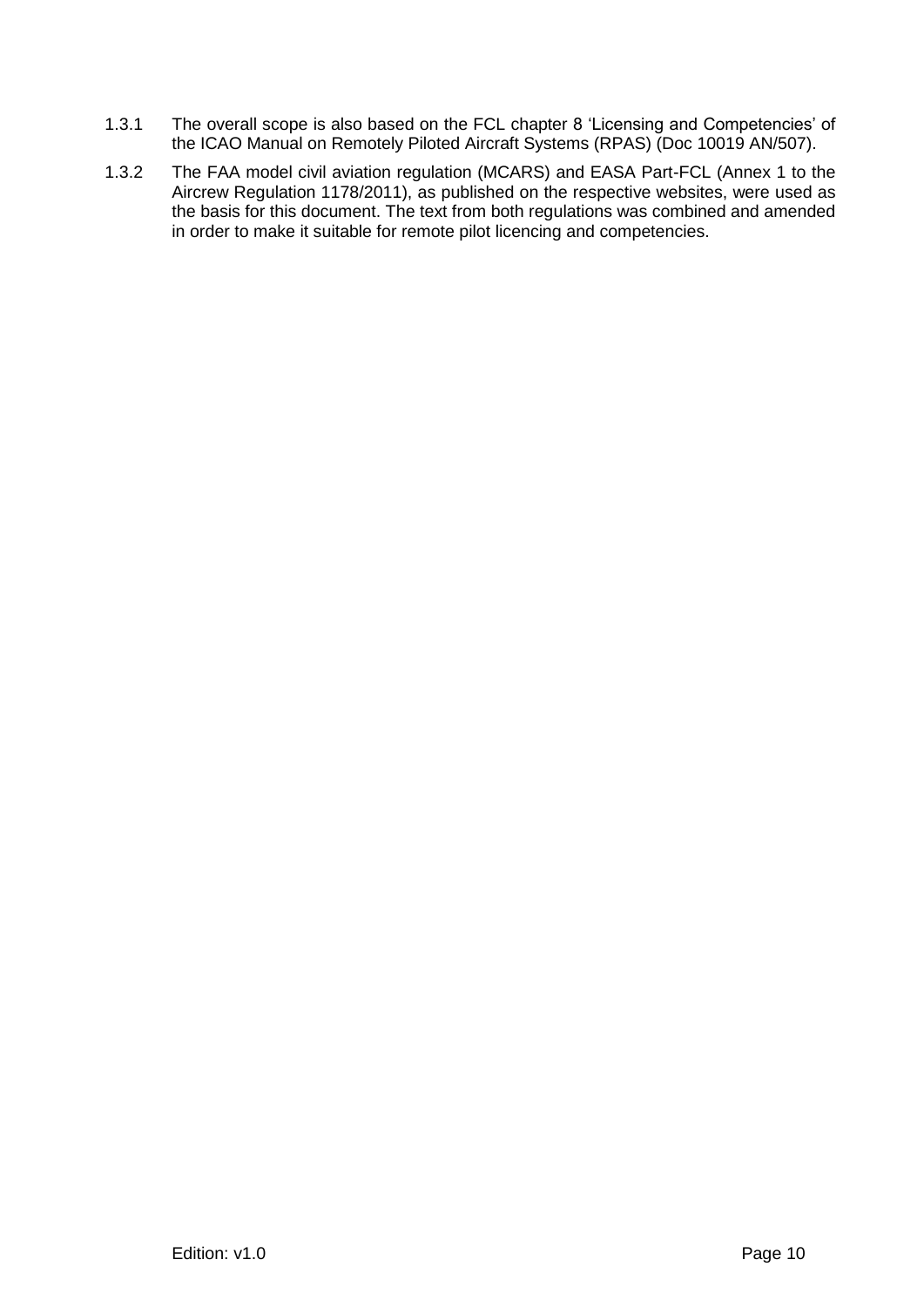1.3.1 The overall scope is also based on the FCL chapter 8 'Licensing and Competencies' of the ICAO Manual on Remotely Piloted Aircraft Systems (RPAS) (Doc 10019 AN/507).

1.3.2 The FAA model civil aviation regulation (MCARS) and EASA Part-FCL (Annex 1 to the Aircrew Regulation 1178/2011), as published on the respective websites, were used as the basis for this document. The text from both regulations was combined and amended in order to make it suitable for remote pilot licencing and competencies.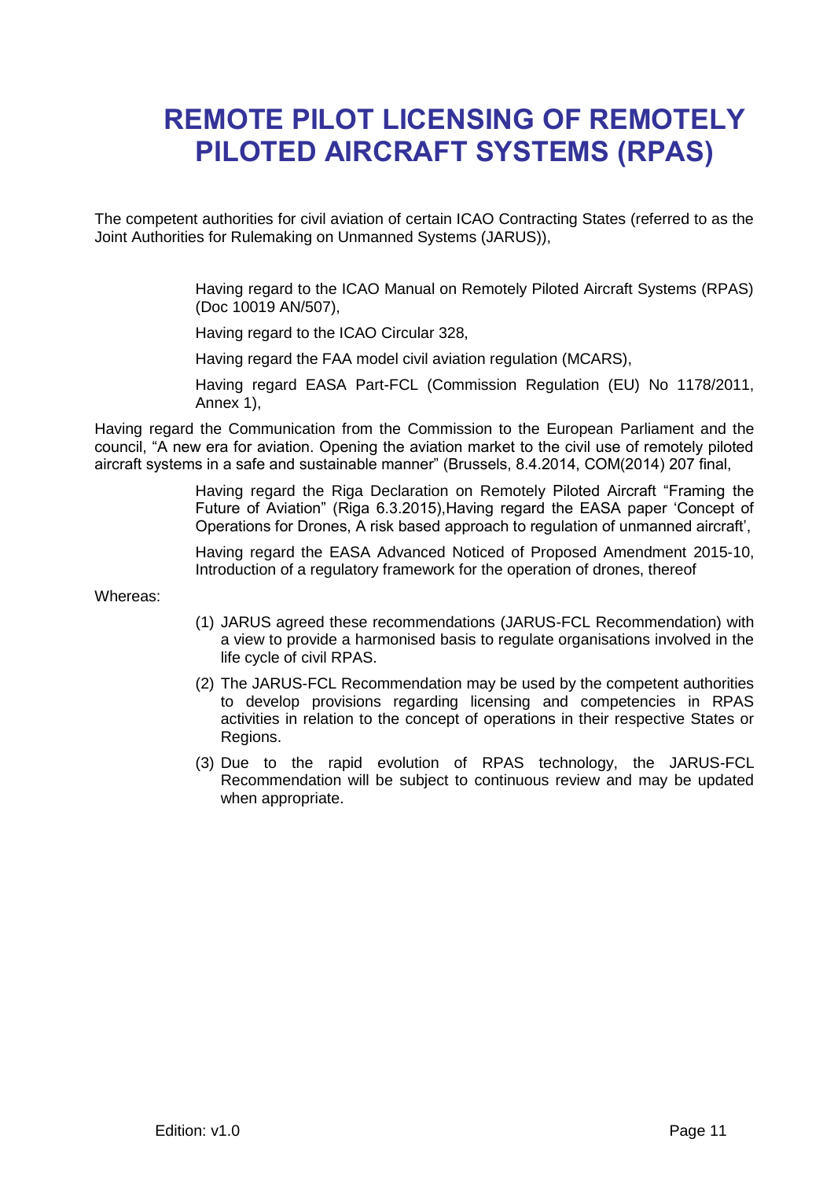# REMOTE PILOT LICENSING OF REMOTELY PILOTED AIRCRAFT SYSTEMS (RPAS)

The competent authorities for civil aviation of certain ICAO Contracting States (referred to as the Joint Authorities for Rulemaking on Unmanned Systems (JARUS)),

Having regard to the ICAO Manual on Remotely Piloted Aircraft Systems (RPAS) (Doc 10019 AN/507),

Having regard to the ICAO Circular 328,

Having regard the FAA model civil aviation regulation (MCARS),

Having regard EASA Part-FCL (Commission Regulation (EU) No 1178/2011, Annex 1),

Having regard the Communication from the Commission to the European Parliament and the council, "A new era for aviation. Opening the aviation market to the civil use of remotely piloted aircraft systems in a safe and sustainable manner" (Brussels, 8.4.2014, COM(2014) 207 final,

Having regard the Riga Declaration on Remotely Piloted Aircraft "Framing the Future of Aviation" (Riga 6.3.2015),Having regard the EASA paper 'Concept of Operations for Drones, A risk based approach to regulation of unmanned aircraft',

Having regard the EASA Advanced Noticed of Proposed Amendment 2015-10, Introduction of a regulatory framework for the operation of drones, thereof

Whereas:

(1) JARUS agreed these recommendations (JARUS-FCL Recommendation) with a view to provide a harmonised basis to regulate organisations involved in the life cycle of civil RPAS.

(2) The JARUS-FCL Recommendation may be used by the competent authorities to develop provisions regarding licensing and competencies in RPAS activities in relation to the concept of operations in their respective States or Regions.

(3) Due to the rapid evolution of RPAS technology, the JARUS-FCL Recommendation will be subject to continuous review and may be updated when appropriate.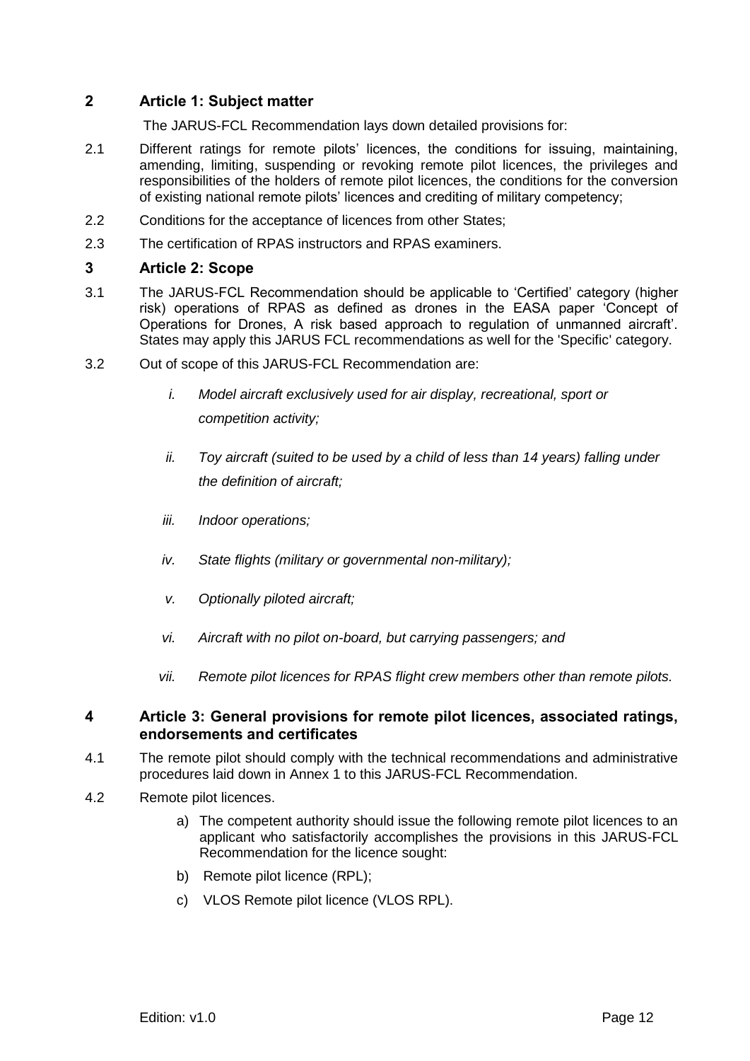## 2 Article 1: Subject matter

The JARUS-FCL Recommendation lays down detailed provisions for:

2.1 Different ratings for remote pilots' licences, the conditions for issuing, maintaining, amending, limiting, suspending or revoking remote pilot licences, the privileges and responsibilities of the holders of remote pilot licences, the conditions for the conversion of existing national remote pilots' licences and crediting of military competency;

2.2 Conditions for the acceptance of licences from other States;

2.3 The certification of RPAS instructors and RPAS examiners.

## 3 Article 2: Scope

3.1 The JARUS-FCL Recommendation should be applicable to 'Certified' category (higher risk) operations of RPAS as defined as drones in the EASA paper 'Concept of Operations for Drones, A risk based approach to regulation of unmanned aircraft'. States may apply this JARUS FCL recommendations as well for the 'Specific' category.

3.2 Out of scope of this JARUS-FCL Recommendation are:

- *i. Model aircraft exclusively used for air display, recreational, sport or competition activity;*
- *ii. Toy aircraft (suited to be used by a child of less than 14 years) falling under the definition of aircraft;*
- *iii. Indoor operations;*
- *iv. State flights (military or governmental non-military);*
- *v. Optionally piloted aircraft;*
- *vi. Aircraft with no pilot on-board, but carrying passengers; and*
- *vii. Remote pilot licences for RPAS flight crew members other than remote pilots.*

## 4 Article 3: General provisions for remote pilot licences, associated ratings, endorsements and certificates

4.1 The remote pilot should comply with the technical recommendations and administrative procedures laid down in Annex 1 to this JARUS-FCL Recommendation.

4.2 Remote pilot licences.

a) The competent authority should issue the following remote pilot licences to an applicant who satisfactorily accomplishes the provisions in this JARUS-FCL Recommendation for the licence sought:

b) Remote pilot licence (RPL);

c) VLOS Remote pilot licence (VLOS RPL).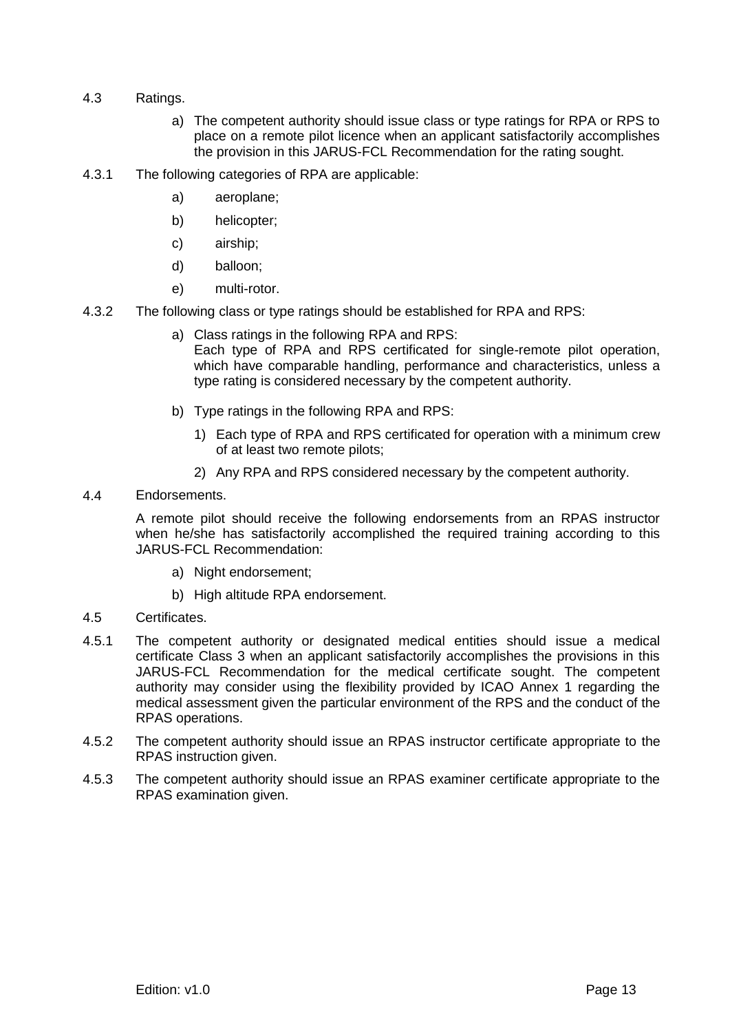4.3 Ratings.

a) The competent authority should issue class or type ratings for RPA or RPS to place on a remote pilot licence when an applicant satisfactorily accomplishes the provision in this JARUS-FCL Recommendation for the rating sought.

4.3.1 The following categories of RPA are applicable:

a) aeroplane;

b) helicopter;

c) airship;

d) balloon;

e) multi-rotor.

4.3.2 The following class or type ratings should be established for RPA and RPS:

a) Class ratings in the following RPA and RPS:
Each type of RPA and RPS certificated for single-remote pilot operation, which have comparable handling, performance and characteristics, unless a type rating is considered necessary by the competent authority.

b) Type ratings in the following RPA and RPS:

1) Each type of RPA and RPS certificated for operation with a minimum crew of at least two remote pilots;

2) Any RPA and RPS considered necessary by the competent authority.

4.4 Endorsements.

A remote pilot should receive the following endorsements from an RPAS instructor when he/she has satisfactorily accomplished the required training according to this JARUS-FCL Recommendation:

a) Night endorsement;

b) High altitude RPA endorsement.

4.5 Certificates.

4.5.1 The competent authority or designated medical entities should issue a medical certificate Class 3 when an applicant satisfactorily accomplishes the provisions in this JARUS-FCL Recommendation for the medical certificate sought. The competent authority may consider using the flexibility provided by ICAO Annex 1 regarding the medical assessment given the particular environment of the RPS and the conduct of the RPAS operations.

4.5.2 The competent authority should issue an RPAS instructor certificate appropriate to the RPAS instruction given.

4.5.3 The competent authority should issue an RPAS examiner certificate appropriate to the RPAS examination given.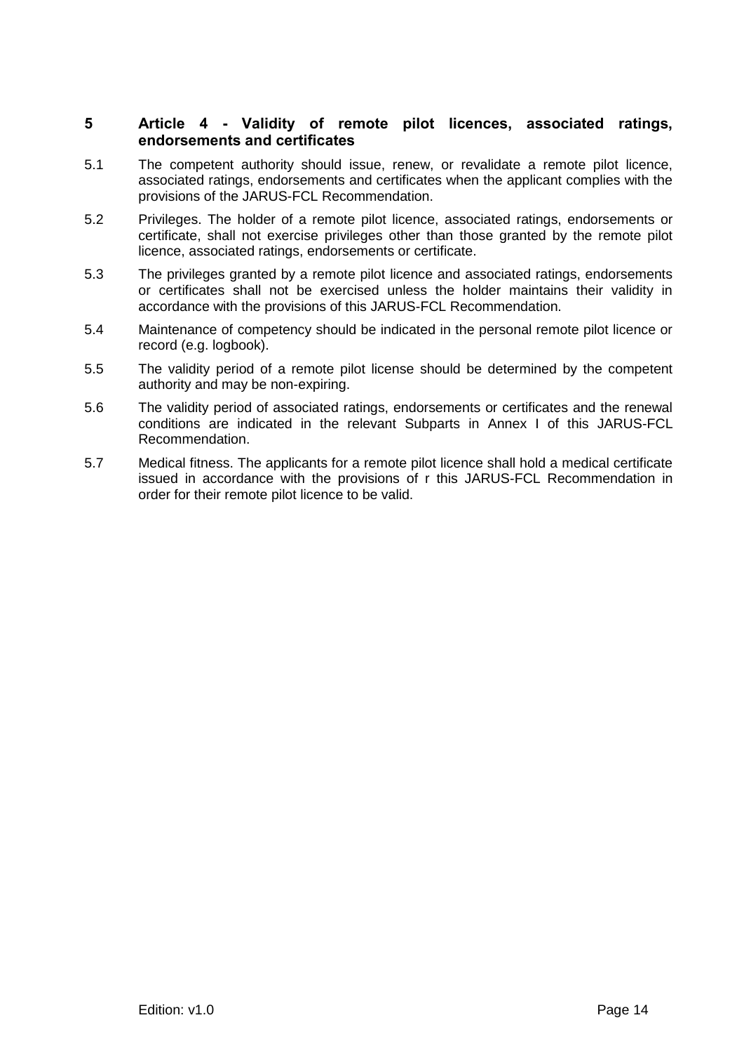## 5 Article 4 - Validity of remote pilot licences, associated ratings, endorsements and certificates

5.1 The competent authority should issue, renew, or revalidate a remote pilot licence, associated ratings, endorsements and certificates when the applicant complies with the provisions of the JARUS-FCL Recommendation.

5.2 Privileges. The holder of a remote pilot licence, associated ratings, endorsements or certificate, shall not exercise privileges other than those granted by the remote pilot licence, associated ratings, endorsements or certificate.

5.3 The privileges granted by a remote pilot licence and associated ratings, endorsements or certificates shall not be exercised unless the holder maintains their validity in accordance with the provisions of this JARUS-FCL Recommendation.

5.4 Maintenance of competency should be indicated in the personal remote pilot licence or record (e.g. logbook).

5.5 The validity period of a remote pilot license should be determined by the competent authority and may be non-expiring.

5.6 The validity period of associated ratings, endorsements or certificates and the renewal conditions are indicated in the relevant Subparts in Annex I of this JARUS-FCL Recommendation.

5.7 Medical fitness. The applicants for a remote pilot licence shall hold a medical certificate issued in accordance with the provisions of r this JARUS-FCL Recommendation in order for their remote pilot licence to be valid.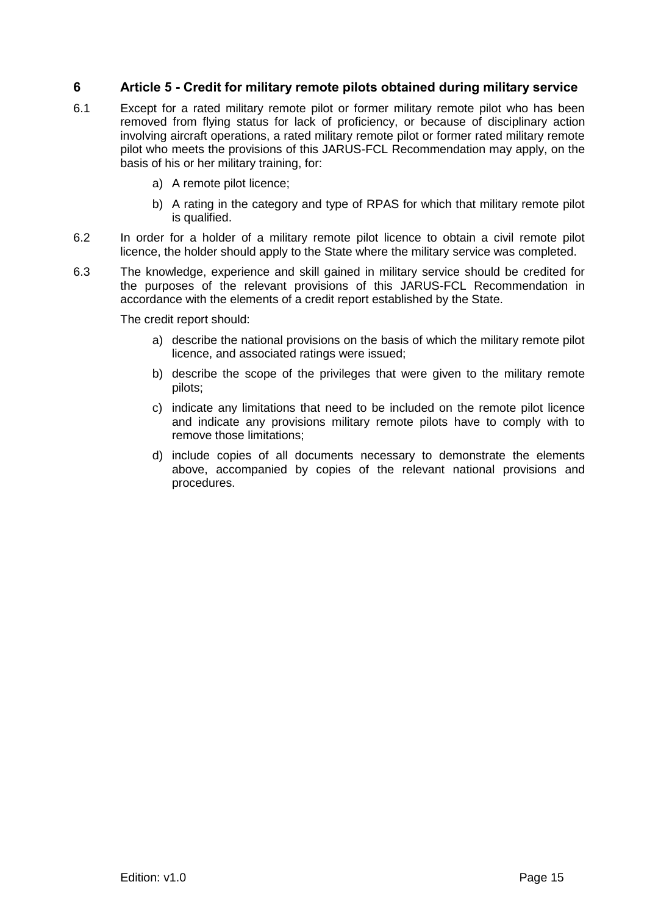## 6 Article 5 - Credit for military remote pilots obtained during military service

6.1 Except for a rated military remote pilot or former military remote pilot who has been removed from flying status for lack of proficiency, or because of disciplinary action involving aircraft operations, a rated military remote pilot or former rated military remote pilot who meets the provisions of this JARUS-FCL Recommendation may apply, on the basis of his or her military training, for:

a) A remote pilot licence;

b) A rating in the category and type of RPAS for which that military remote pilot is qualified.

6.2 In order for a holder of a military remote pilot licence to obtain a civil remote pilot licence, the holder should apply to the State where the military service was completed.

6.3 The knowledge, experience and skill gained in military service should be credited for the purposes of the relevant provisions of this JARUS-FCL Recommendation in accordance with the elements of a credit report established by the State.

The credit report should:

a) describe the national provisions on the basis of which the military remote pilot licence, and associated ratings were issued;

b) describe the scope of the privileges that were given to the military remote pilots;

c) indicate any limitations that need to be included on the remote pilot licence and indicate any provisions military remote pilots have to comply with to remove those limitations;

d) include copies of all documents necessary to demonstrate the elements above, accompanied by copies of the relevant national provisions and procedures.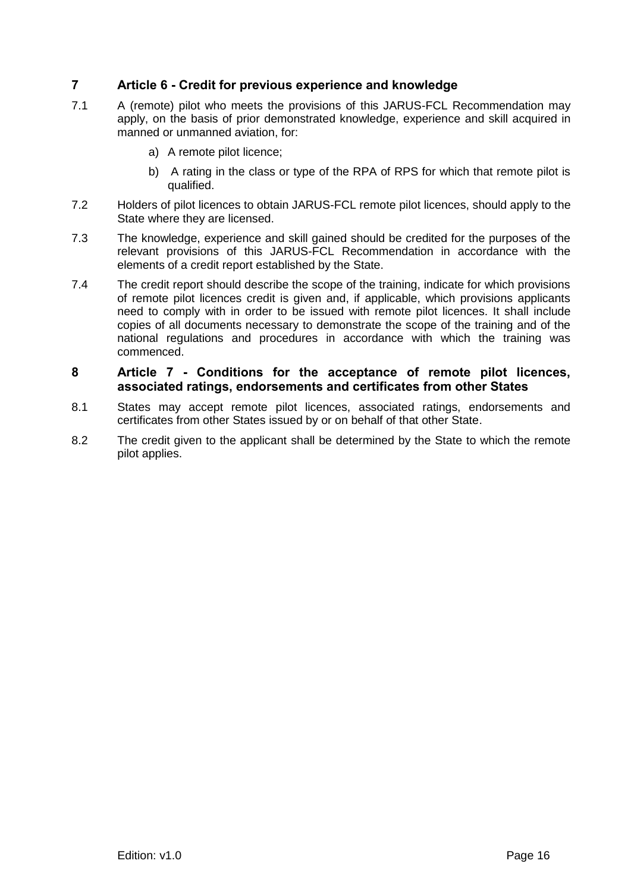## 7 Article 6 - Credit for previous experience and knowledge

7.1 A (remote) pilot who meets the provisions of this JARUS-FCL Recommendation may apply, on the basis of prior demonstrated knowledge, experience and skill acquired in manned or unmanned aviation, for:

a) A remote pilot licence;

b) A rating in the class or type of the RPA of RPS for which that remote pilot is qualified.

7.2 Holders of pilot licences to obtain JARUS-FCL remote pilot licences, should apply to the State where they are licensed.

7.3 The knowledge, experience and skill gained should be credited for the purposes of the relevant provisions of this JARUS-FCL Recommendation in accordance with the elements of a credit report established by the State.

7.4 The credit report should describe the scope of the training, indicate for which provisions of remote pilot licences credit is given and, if applicable, which provisions applicants need to comply with in order to be issued with remote pilot licences. It shall include copies of all documents necessary to demonstrate the scope of the training and of the national regulations and procedures in accordance with which the training was commenced.

## 8 Article 7 - Conditions for the acceptance of remote pilot licences, associated ratings, endorsements and certificates from other States

8.1 States may accept remote pilot licences, associated ratings, endorsements and certificates from other States issued by or on behalf of that other State.

8.2 The credit given to the applicant shall be determined by the State to which the remote pilot applies.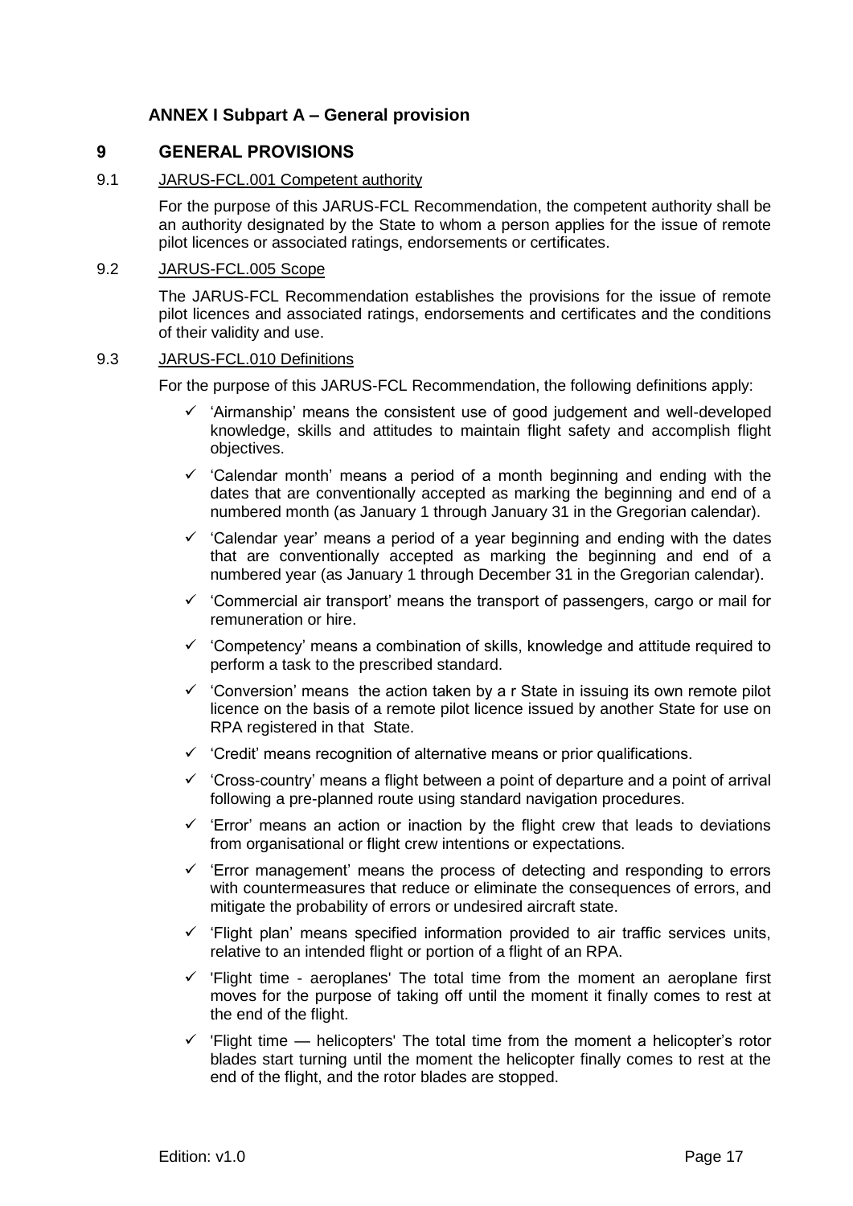## ANNEX I Subpart A – General provision

# 9 GENERAL PROVISIONS

### 9.1 JARUS-FCL.001 Competent authority

For the purpose of this JARUS-FCL Recommendation, the competent authority shall be an authority designated by the State to whom a person applies for the issue of remote pilot licences or associated ratings, endorsements or certificates.

### 9.2 JARUS-FCL.005 Scope

The JARUS-FCL Recommendation establishes the provisions for the issue of remote pilot licences and associated ratings, endorsements and certificates and the conditions of their validity and use.

### 9.3 JARUS-FCL.010 Definitions

For the purpose of this JARUS-FCL Recommendation, the following definitions apply:

- ✓ 'Airmanship' means the consistent use of good judgement and well-developed knowledge, skills and attitudes to maintain flight safety and accomplish flight objectives.
- ✓ 'Calendar month' means a period of a month beginning and ending with the dates that are conventionally accepted as marking the beginning and end of a numbered month (as January 1 through January 31 in the Gregorian calendar).
- ✓ 'Calendar year' means a period of a year beginning and ending with the dates that are conventionally accepted as marking the beginning and end of a numbered year (as January 1 through December 31 in the Gregorian calendar).
- ✓ 'Commercial air transport' means the transport of passengers, cargo or mail for remuneration or hire.
- ✓ 'Competency' means a combination of skills, knowledge and attitude required to perform a task to the prescribed standard.
- ✓ 'Conversion' means the action taken by a r State in issuing its own remote pilot licence on the basis of a remote pilot licence issued by another State for use on RPA registered in that State.
- ✓ 'Credit' means recognition of alternative means or prior qualifications.
- ✓ 'Cross-country' means a flight between a point of departure and a point of arrival following a pre-planned route using standard navigation procedures.
- ✓ 'Error' means an action or inaction by the flight crew that leads to deviations from organisational or flight crew intentions or expectations.
- ✓ 'Error management' means the process of detecting and responding to errors with countermeasures that reduce or eliminate the consequences of errors, and mitigate the probability of errors or undesired aircraft state.
- ✓ 'Flight plan' means specified information provided to air traffic services units, relative to an intended flight or portion of a flight of an RPA.
- ✓ 'Flight time - aeroplanes' The total time from the moment an aeroplane first moves for the purpose of taking off until the moment it finally comes to rest at the end of the flight.
- ✓ 'Flight time — helicopters' The total time from the moment a helicopter's rotor blades start turning until the moment the helicopter finally comes to rest at the end of the flight, and the rotor blades are stopped.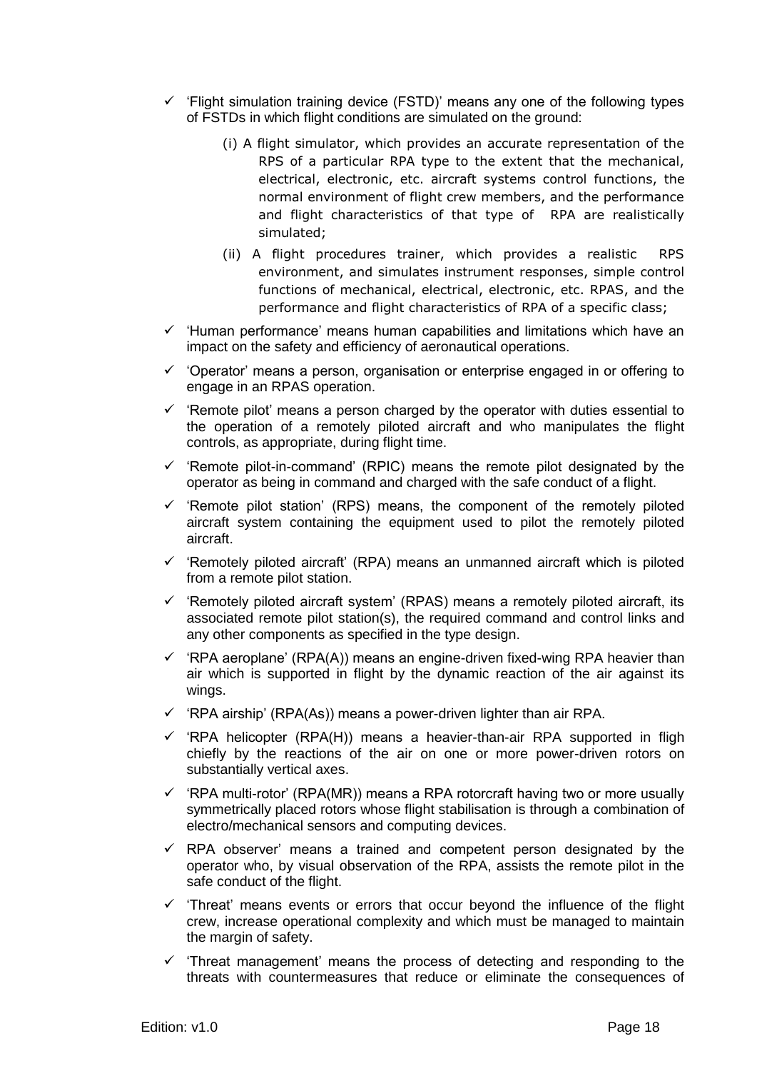- ✓ 'Flight simulation training device (FSTD)' means any one of the following types of FSTDs in which flight conditions are simulated on the ground:
  - (i) A flight simulator, which provides an accurate representation of the RPS of a particular RPA type to the extent that the mechanical, electrical, electronic, etc. aircraft systems control functions, the normal environment of flight crew members, and the performance and flight characteristics of that type of RPA are realistically simulated;
  - (ii) A flight procedures trainer, which provides a realistic RPS environment, and simulates instrument responses, simple control functions of mechanical, electrical, electronic, etc. RPAS, and the performance and flight characteristics of RPA of a specific class;
- ✓ 'Human performance' means human capabilities and limitations which have an impact on the safety and efficiency of aeronautical operations.
- ✓ 'Operator' means a person, organisation or enterprise engaged in or offering to engage in an RPAS operation.
- ✓ 'Remote pilot' means a person charged by the operator with duties essential to the operation of a remotely piloted aircraft and who manipulates the flight controls, as appropriate, during flight time.
- ✓ 'Remote pilot-in-command' (RPIC) means the remote pilot designated by the operator as being in command and charged with the safe conduct of a flight.
- ✓ 'Remote pilot station' (RPS) means, the component of the remotely piloted aircraft system containing the equipment used to pilot the remotely piloted aircraft.
- ✓ 'Remotely piloted aircraft' (RPA) means an unmanned aircraft which is piloted from a remote pilot station.
- ✓ 'Remotely piloted aircraft system' (RPAS) means a remotely piloted aircraft, its associated remote pilot station(s), the required command and control links and any other components as specified in the type design.
- ✓ 'RPA aeroplane' (RPA(A)) means an engine-driven fixed-wing RPA heavier than air which is supported in flight by the dynamic reaction of the air against its wings.
- ✓ 'RPA airship' (RPA(As)) means a power-driven lighter than air RPA.
- ✓ 'RPA helicopter (RPA(H)) means a heavier-than-air RPA supported in fligh chiefly by the reactions of the air on one or more power-driven rotors on substantially vertical axes.
- ✓ 'RPA multi-rotor' (RPA(MR)) means a RPA rotorcraft having two or more usually symmetrically placed rotors whose flight stabilisation is through a combination of electro/mechanical sensors and computing devices.
- ✓ RPA observer' means a trained and competent person designated by the operator who, by visual observation of the RPA, assists the remote pilot in the safe conduct of the flight.
- ✓ 'Threat' means events or errors that occur beyond the influence of the flight crew, increase operational complexity and which must be managed to maintain the margin of safety.
- ✓ 'Threat management' means the process of detecting and responding to the threats with countermeasures that reduce or eliminate the consequences of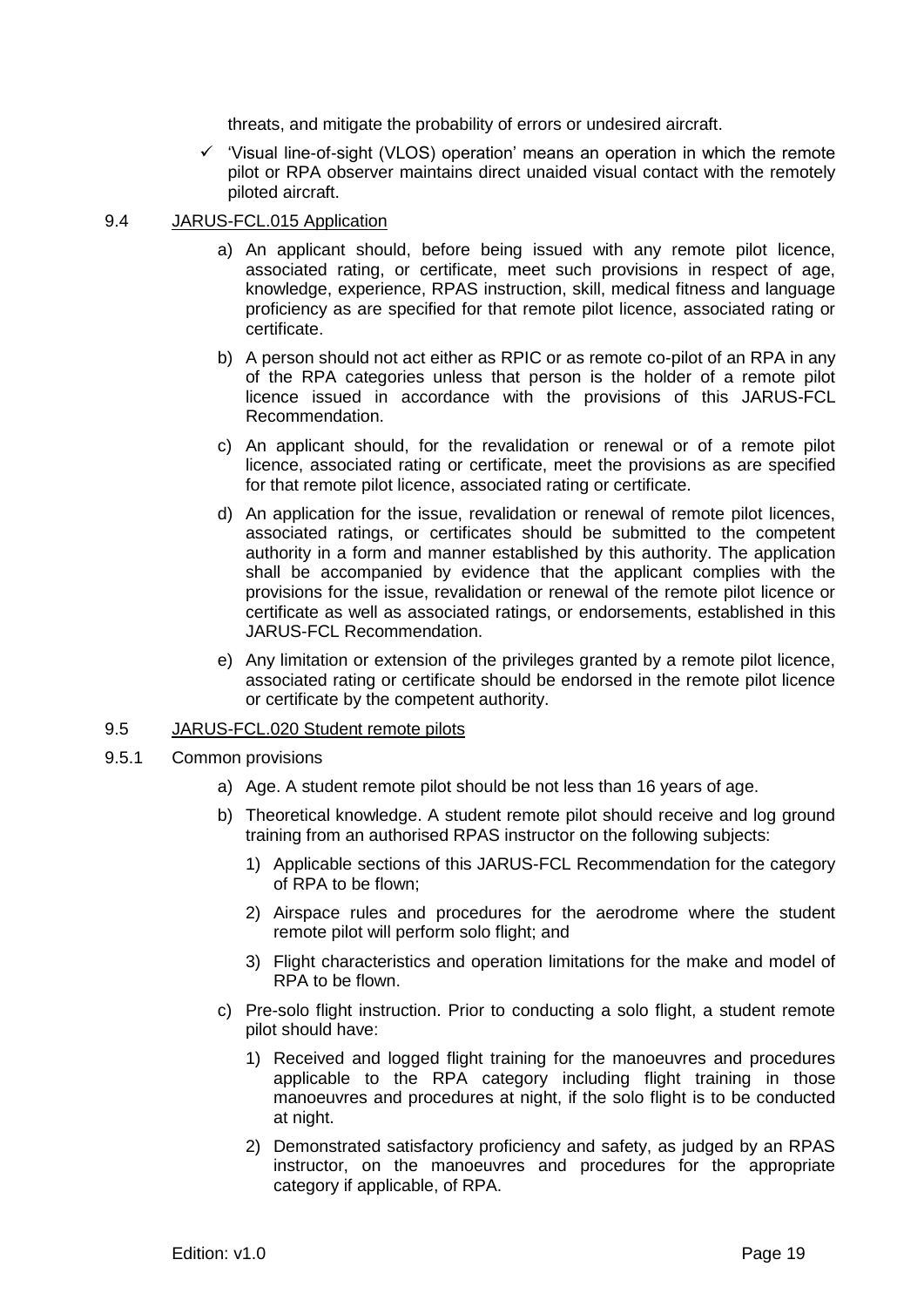threats, and mitigate the probability of errors or undesired aircraft.

- ✓ 'Visual line-of-sight (VLOS) operation' means an operation in which the remote pilot or RPA observer maintains direct unaided visual contact with the remotely piloted aircraft.

## 9.4 JARUS-FCL.015 Application

a) An applicant should, before being issued with any remote pilot licence, associated rating, or certificate, meet such provisions in respect of age, knowledge, experience, RPAS instruction, skill, medical fitness and language proficiency as are specified for that remote pilot licence, associated rating or certificate.

b) A person should not act either as RPIC or as remote co-pilot of an RPA in any of the RPA categories unless that person is the holder of a remote pilot licence issued in accordance with the provisions of this JARUS-FCL Recommendation.

c) An applicant should, for the revalidation or renewal or of a remote pilot licence, associated rating or certificate, meet the provisions as are specified for that remote pilot licence, associated rating or certificate.

d) An application for the issue, revalidation or renewal of remote pilot licences, associated ratings, or certificates should be submitted to the competent authority in a form and manner established by this authority. The application shall be accompanied by evidence that the applicant complies with the provisions for the issue, revalidation or renewal of the remote pilot licence or certificate as well as associated ratings, or endorsements, established in this JARUS-FCL Recommendation.

e) Any limitation or extension of the privileges granted by a remote pilot licence, associated rating or certificate should be endorsed in the remote pilot licence or certificate by the competent authority.

## 9.5 JARUS-FCL.020 Student remote pilots

### 9.5.1 Common provisions

a) Age. A student remote pilot should be not less than 16 years of age.

b) Theoretical knowledge. A student remote pilot should receive and log ground training from an authorised RPAS instructor on the following subjects:

   1) Applicable sections of this JARUS-FCL Recommendation for the category of RPA to be flown;

   2) Airspace rules and procedures for the aerodrome where the student remote pilot will perform solo flight; and

   3) Flight characteristics and operation limitations for the make and model of RPA to be flown.

c) Pre-solo flight instruction. Prior to conducting a solo flight, a student remote pilot should have:

   1) Received and logged flight training for the manoeuvres and procedures applicable to the RPA category including flight training in those manoeuvres and procedures at night, if the solo flight is to be conducted at night.

   2) Demonstrated satisfactory proficiency and safety, as judged by an RPAS instructor, on the manoeuvres and procedures for the appropriate category if applicable, of RPA.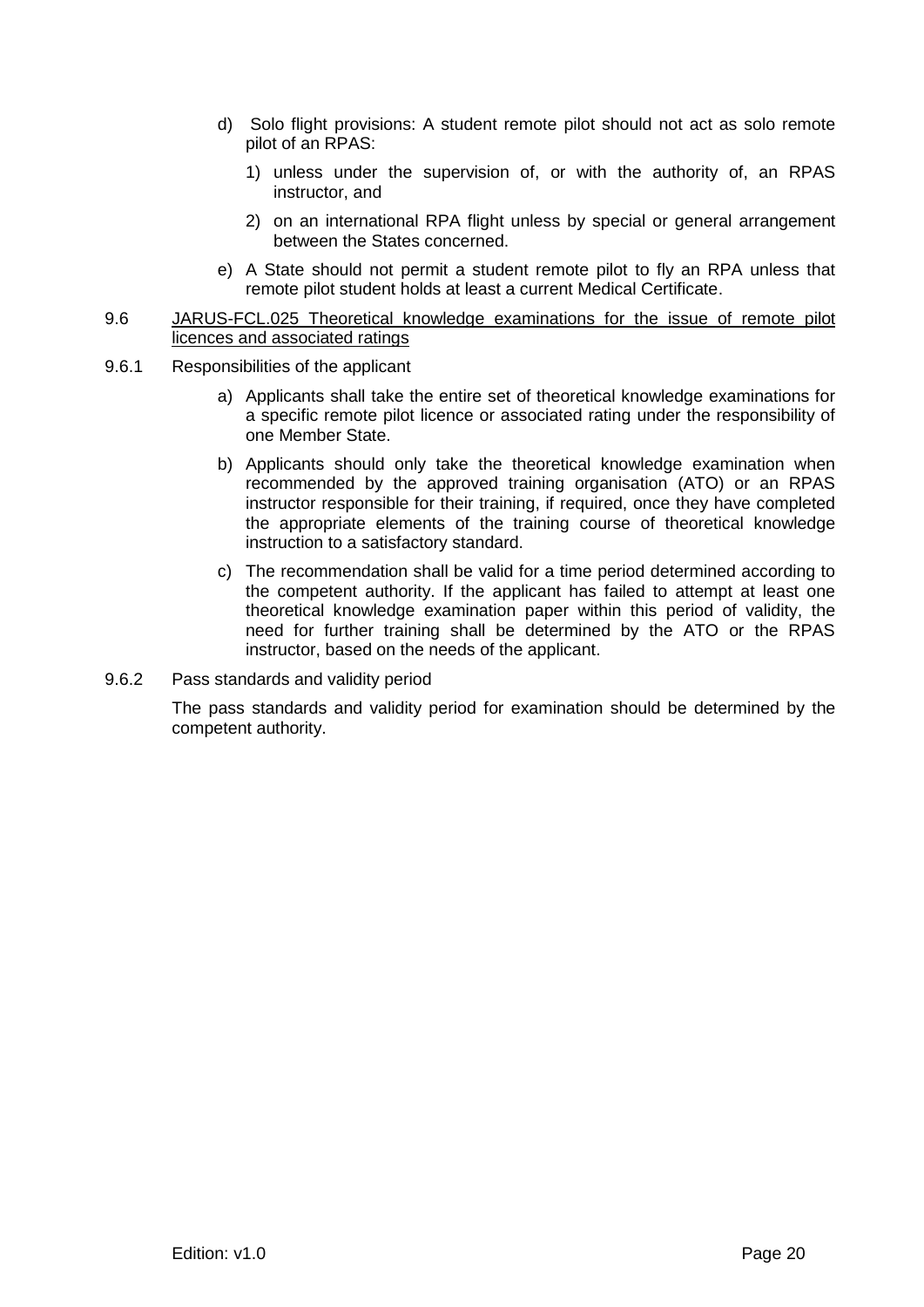d) Solo flight provisions: A student remote pilot should not act as solo remote pilot of an RPAS:

   1) unless under the supervision of, or with the authority of, an RPAS instructor, and

   2) on an international RPA flight unless by special or general arrangement between the States concerned.

e) A State should not permit a student remote pilot to fly an RPA unless that remote pilot student holds at least a current Medical Certificate.

## 9.6 JARUS-FCL.025 Theoretical knowledge examinations for the issue of remote pilot licences and associated ratings

### 9.6.1 Responsibilities of the applicant

a) Applicants shall take the entire set of theoretical knowledge examinations for a specific remote pilot licence or associated rating under the responsibility of one Member State.

b) Applicants should only take the theoretical knowledge examination when recommended by the approved training organisation (ATO) or an RPAS instructor responsible for their training, if required, once they have completed the appropriate elements of the training course of theoretical knowledge instruction to a satisfactory standard.

c) The recommendation shall be valid for a time period determined according to the competent authority. If the applicant has failed to attempt at least one theoretical knowledge examination paper within this period of validity, the need for further training shall be determined by the ATO or the RPAS instructor, based on the needs of the applicant.

### 9.6.2 Pass standards and validity period

The pass standards and validity period for examination should be determined by the competent authority.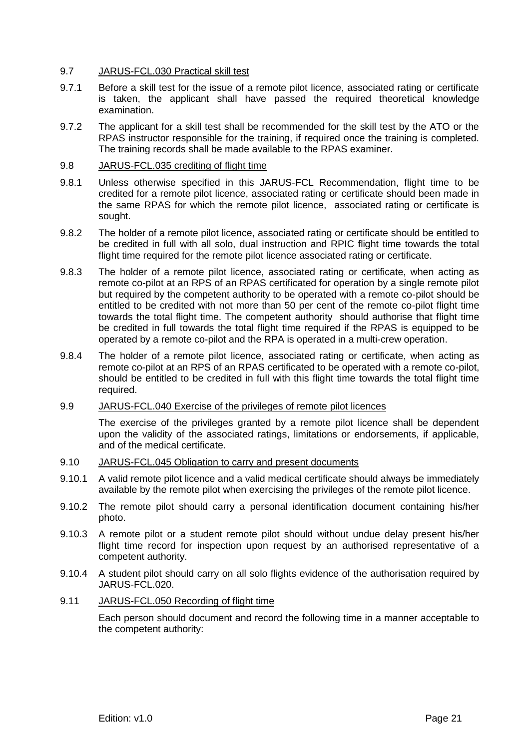### 9.7 JARUS-FCL.030 Practical skill test

9.7.1 Before a skill test for the issue of a remote pilot licence, associated rating or certificate is taken, the applicant shall have passed the required theoretical knowledge examination.

9.7.2 The applicant for a skill test shall be recommended for the skill test by the ATO or the RPAS instructor responsible for the training, if required once the training is completed. The training records shall be made available to the RPAS examiner.

### 9.8 JARUS-FCL.035 crediting of flight time

9.8.1 Unless otherwise specified in this JARUS-FCL Recommendation, flight time to be credited for a remote pilot licence, associated rating or certificate should been made in the same RPAS for which the remote pilot licence, associated rating or certificate is sought.

9.8.2 The holder of a remote pilot licence, associated rating or certificate should be entitled to be credited in full with all solo, dual instruction and RPIC flight time towards the total flight time required for the remote pilot licence associated rating or certificate.

9.8.3 The holder of a remote pilot licence, associated rating or certificate, when acting as remote co-pilot at an RPS of an RPAS certificated for operation by a single remote pilot but required by the competent authority to be operated with a remote co-pilot should be entitled to be credited with not more than 50 per cent of the remote co-pilot flight time towards the total flight time. The competent authority should authorise that flight time be credited in full towards the total flight time required if the RPAS is equipped to be operated by a remote co-pilot and the RPA is operated in a multi-crew operation.

9.8.4 The holder of a remote pilot licence, associated rating or certificate, when acting as remote co-pilot at an RPS of an RPAS certificated to be operated with a remote co-pilot, should be entitled to be credited in full with this flight time towards the total flight time required.

### 9.9 JARUS-FCL.040 Exercise of the privileges of remote pilot licences

The exercise of the privileges granted by a remote pilot licence shall be dependent upon the validity of the associated ratings, limitations or endorsements, if applicable, and of the medical certificate.

### 9.10 JARUS-FCL.045 Obligation to carry and present documents

9.10.1 A valid remote pilot licence and a valid medical certificate should always be immediately available by the remote pilot when exercising the privileges of the remote pilot licence.

9.10.2 The remote pilot should carry a personal identification document containing his/her photo.

9.10.3 A remote pilot or a student remote pilot should without undue delay present his/her flight time record for inspection upon request by an authorised representative of a competent authority.

9.10.4 A student pilot should carry on all solo flights evidence of the authorisation required by JARUS-FCL.020.

### 9.11 JARUS-FCL.050 Recording of flight time

Each person should document and record the following time in a manner acceptable to the competent authority: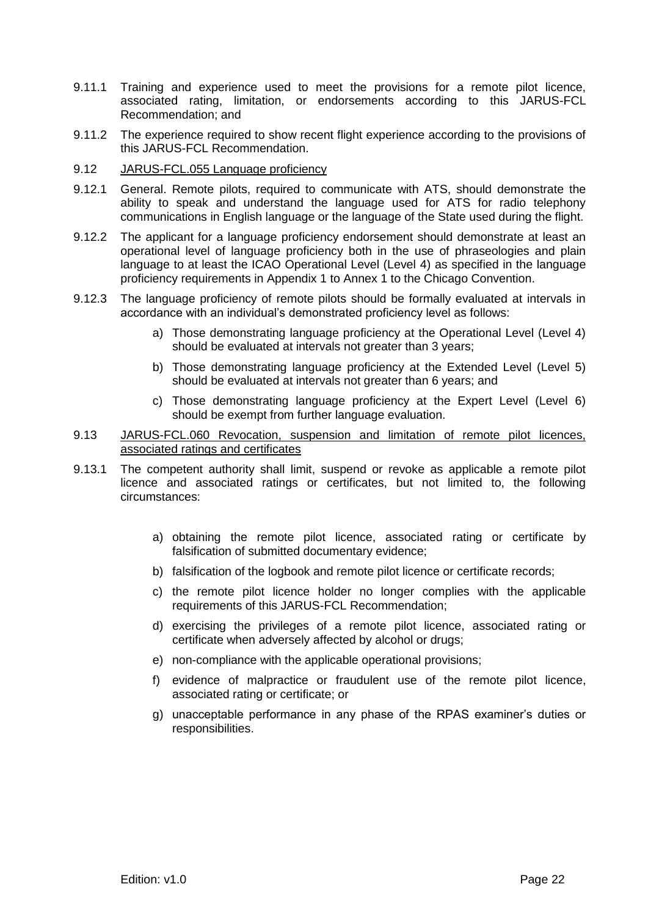9.11.1 Training and experience used to meet the provisions for a remote pilot licence, associated rating, limitation, or endorsements according to this JARUS-FCL Recommendation; and

9.11.2 The experience required to show recent flight experience according to the provisions of this JARUS-FCL Recommendation.

9.12 JARUS-FCL.055 Language proficiency

9.12.1 General. Remote pilots, required to communicate with ATS, should demonstrate the ability to speak and understand the language used for ATS for radio telephony communications in English language or the language of the State used during the flight.

9.12.2 The applicant for a language proficiency endorsement should demonstrate at least an operational level of language proficiency both in the use of phraseologies and plain language to at least the ICAO Operational Level (Level 4) as specified in the language proficiency requirements in Appendix 1 to Annex 1 to the Chicago Convention.

9.12.3 The language proficiency of remote pilots should be formally evaluated at intervals in accordance with an individual's demonstrated proficiency level as follows:

a) Those demonstrating language proficiency at the Operational Level (Level 4) should be evaluated at intervals not greater than 3 years;

b) Those demonstrating language proficiency at the Extended Level (Level 5) should be evaluated at intervals not greater than 6 years; and

c) Those demonstrating language proficiency at the Expert Level (Level 6) should be exempt from further language evaluation.

9.13 JARUS-FCL.060 Revocation, suspension and limitation of remote pilot licences, associated ratings and certificates

9.13.1 The competent authority shall limit, suspend or revoke as applicable a remote pilot licence and associated ratings or certificates, but not limited to, the following circumstances:

a) obtaining the remote pilot licence, associated rating or certificate by falsification of submitted documentary evidence;

b) falsification of the logbook and remote pilot licence or certificate records;

c) the remote pilot licence holder no longer complies with the applicable requirements of this JARUS-FCL Recommendation;

d) exercising the privileges of a remote pilot licence, associated rating or certificate when adversely affected by alcohol or drugs;

e) non-compliance with the applicable operational provisions;

f) evidence of malpractice or fraudulent use of the remote pilot licence, associated rating or certificate; or

g) unacceptable performance in any phase of the RPAS examiner's duties or responsibilities.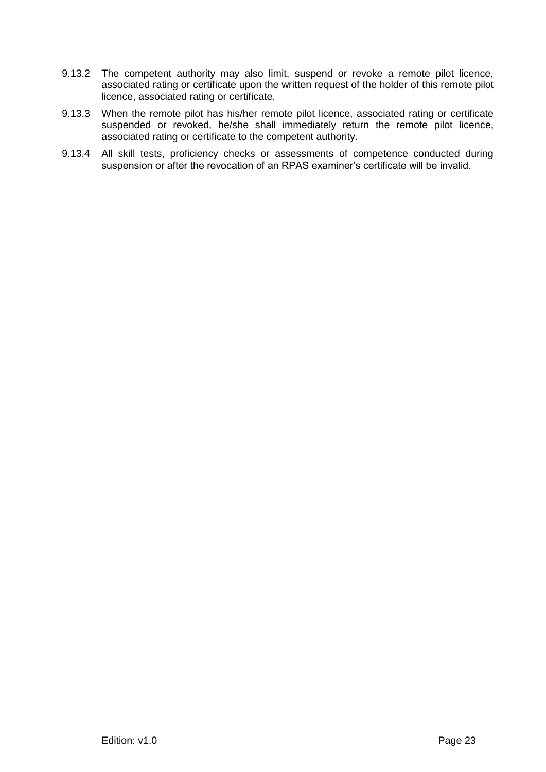9.13.2 The competent authority may also limit, suspend or revoke a remote pilot licence, associated rating or certificate upon the written request of the holder of this remote pilot licence, associated rating or certificate.

9.13.3 When the remote pilot has his/her remote pilot licence, associated rating or certificate suspended or revoked, he/she shall immediately return the remote pilot licence, associated rating or certificate to the competent authority.

9.13.4 All skill tests, proficiency checks or assessments of competence conducted during suspension or after the revocation of an RPAS examiner's certificate will be invalid.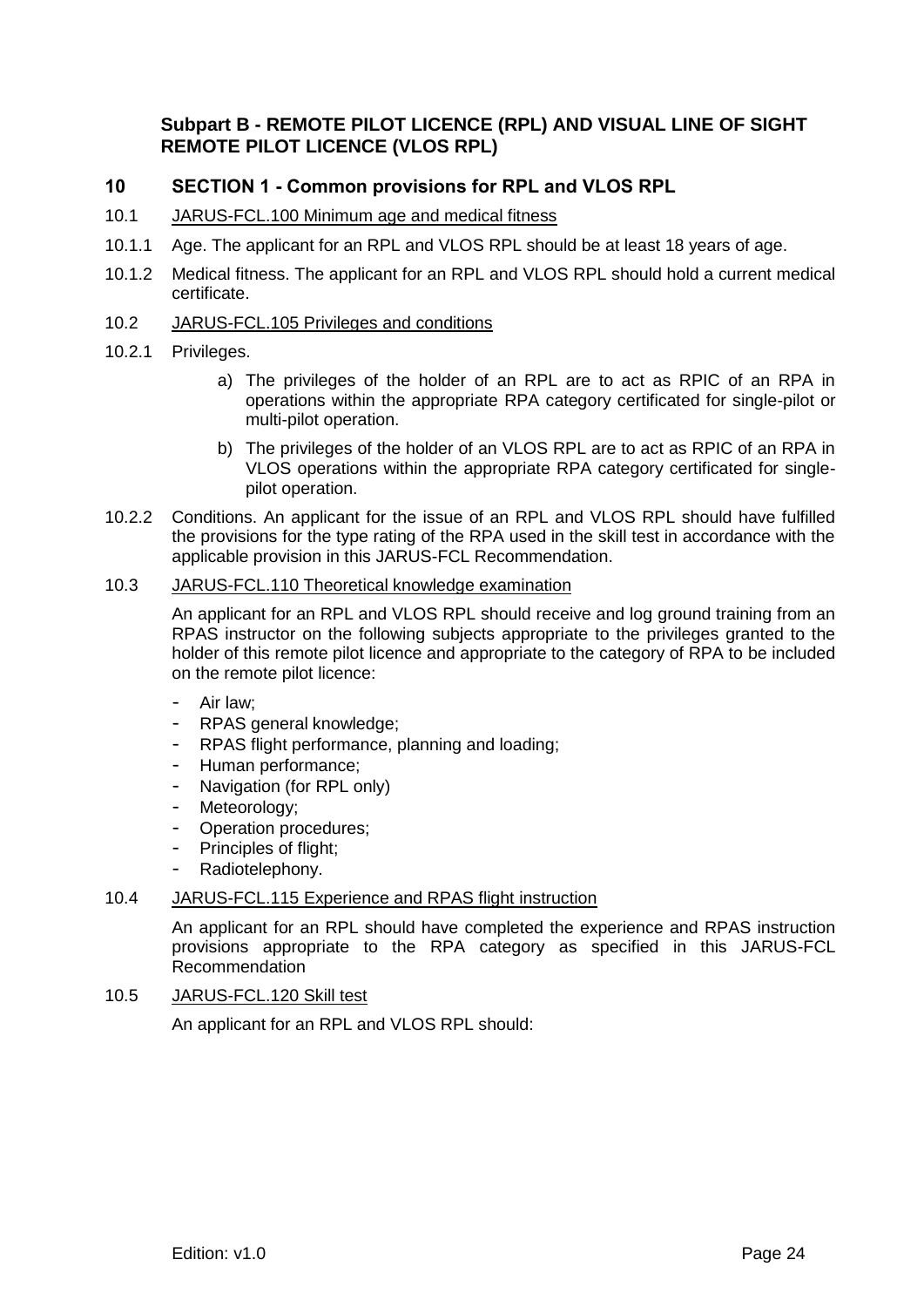## Subpart B - REMOTE PILOT LICENCE (RPL) AND VISUAL LINE OF SIGHT REMOTE PILOT LICENCE (VLOS RPL)

## 10 SECTION 1 - Common provisions for RPL and VLOS RPL

10.1 JARUS-FCL.100 Minimum age and medical fitness

10.1.1 Age. The applicant for an RPL and VLOS RPL should be at least 18 years of age.

10.1.2 Medical fitness. The applicant for an RPL and VLOS RPL should hold a current medical certificate.

10.2 JARUS-FCL.105 Privileges and conditions

10.2.1 Privileges.

a) The privileges of the holder of an RPL are to act as RPIC of an RPA in operations within the appropriate RPA category certificated for single-pilot or multi-pilot operation.

b) The privileges of the holder of an VLOS RPL are to act as RPIC of an RPA in VLOS operations within the appropriate RPA category certificated for single-pilot operation.

10.2.2 Conditions. An applicant for the issue of an RPL and VLOS RPL should have fulfilled the provisions for the type rating of the RPA used in the skill test in accordance with the applicable provision in this JARUS-FCL Recommendation.

10.3 JARUS-FCL.110 Theoretical knowledge examination

An applicant for an RPL and VLOS RPL should receive and log ground training from an RPAS instructor on the following subjects appropriate to the privileges granted to the holder of this remote pilot licence and appropriate to the category of RPA to be included on the remote pilot licence:

- Air law;
- RPAS general knowledge;
- RPAS flight performance, planning and loading;
- Human performance;
- Navigation (for RPL only)
- Meteorology;
- Operation procedures;
- Principles of flight;
- Radiotelephony.

10.4 JARUS-FCL.115 Experience and RPAS flight instruction

An applicant for an RPL should have completed the experience and RPAS instruction provisions appropriate to the RPA category as specified in this JARUS-FCL Recommendation

10.5 JARUS-FCL.120 Skill test

An applicant for an RPL and VLOS RPL should: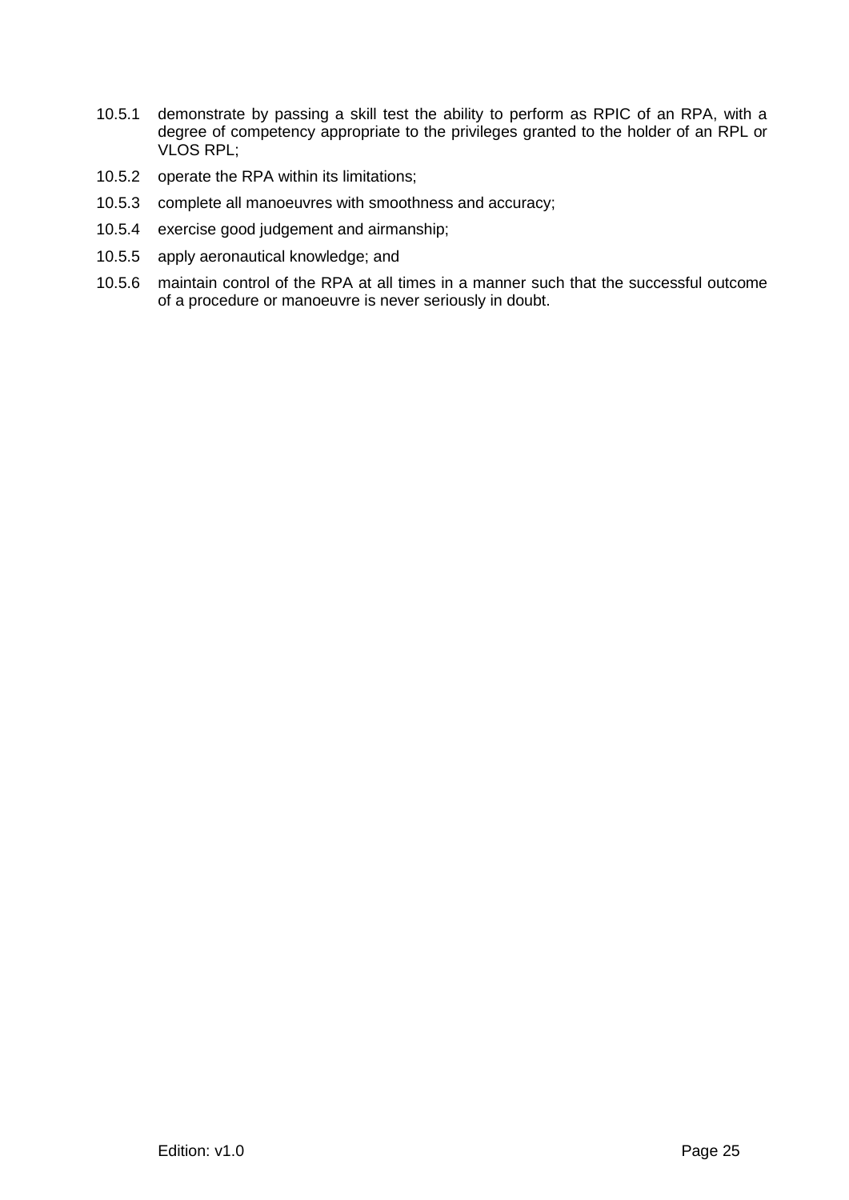10.5.1 demonstrate by passing a skill test the ability to perform as RPIC of an RPA, with a degree of competency appropriate to the privileges granted to the holder of an RPL or VLOS RPL;

10.5.2 operate the RPA within its limitations;

10.5.3 complete all manoeuvres with smoothness and accuracy;

10.5.4 exercise good judgement and airmanship;

10.5.5 apply aeronautical knowledge; and

10.5.6 maintain control of the RPA at all times in a manner such that the successful outcome of a procedure or manoeuvre is never seriously in doubt.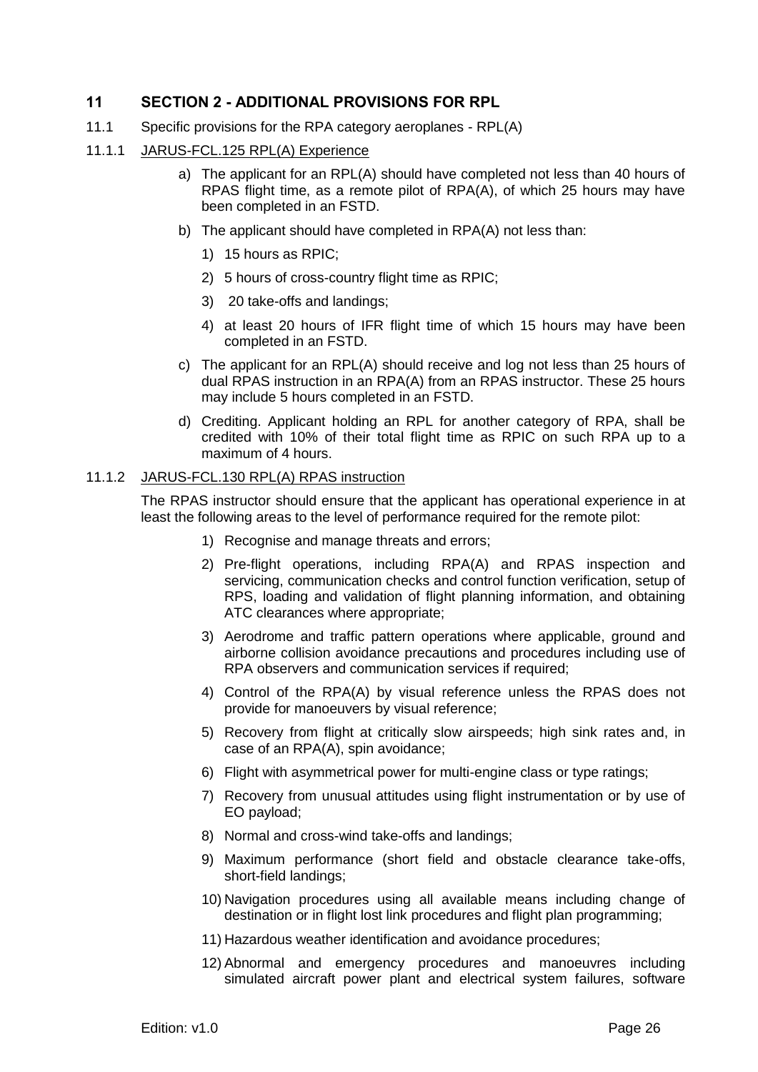## 11 SECTION 2 - ADDITIONAL PROVISIONS FOR RPL

11.1 Specific provisions for the RPA category aeroplanes - RPL(A)

11.1.1 JARUS-FCL.125 RPL(A) Experience

a) The applicant for an RPL(A) should have completed not less than 40 hours of RPAS flight time, as a remote pilot of RPA(A), of which 25 hours may have been completed in an FSTD.

b) The applicant should have completed in RPA(A) not less than:

1) 15 hours as RPIC;
2) 5 hours of cross-country flight time as RPIC;
3) 20 take-offs and landings;
4) at least 20 hours of IFR flight time of which 15 hours may have been completed in an FSTD.

c) The applicant for an RPL(A) should receive and log not less than 25 hours of dual RPAS instruction in an RPA(A) from an RPAS instructor. These 25 hours may include 5 hours completed in an FSTD.

d) Crediting. Applicant holding an RPL for another category of RPA, shall be credited with 10% of their total flight time as RPIC on such RPA up to a maximum of 4 hours.

11.1.2 JARUS-FCL.130 RPL(A) RPAS instruction

The RPAS instructor should ensure that the applicant has operational experience in at least the following areas to the level of performance required for the remote pilot:

1) Recognise and manage threats and errors;
2) Pre-flight operations, including RPA(A) and RPAS inspection and servicing, communication checks and control function verification, setup of RPS, loading and validation of flight planning information, and obtaining ATC clearances where appropriate;
3) Aerodrome and traffic pattern operations where applicable, ground and airborne collision avoidance precautions and procedures including use of RPA observers and communication services if required;
4) Control of the RPA(A) by visual reference unless the RPAS does not provide for manoeuvers by visual reference;
5) Recovery from flight at critically slow airspeeds; high sink rates and, in case of an RPA(A), spin avoidance;
6) Flight with asymmetrical power for multi-engine class or type ratings;
7) Recovery from unusual attitudes using flight instrumentation or by use of EO payload;
8) Normal and cross-wind take-offs and landings;
9) Maximum performance (short field and obstacle clearance take-offs, short-field landings;
10) Navigation procedures using all available means including change of destination or in flight lost link procedures and flight plan programming;
11) Hazardous weather identification and avoidance procedures;
12) Abnormal and emergency procedures and manoeuvres including simulated aircraft power plant and electrical system failures, software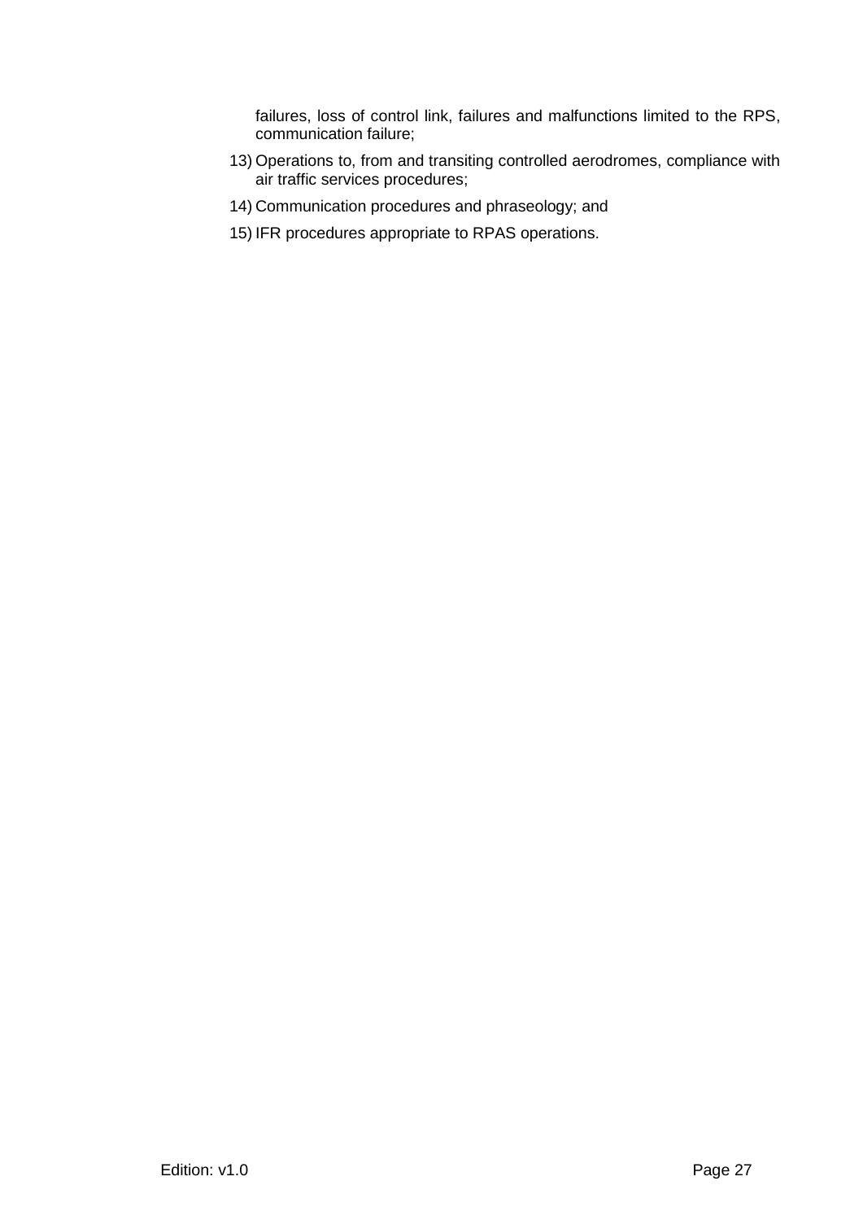failures, loss of control link, failures and malfunctions limited to the RPS, communication failure;

13) Operations to, from and transiting controlled aerodromes, compliance with air traffic services procedures;

14) Communication procedures and phraseology; and

15) IFR procedures appropriate to RPAS operations.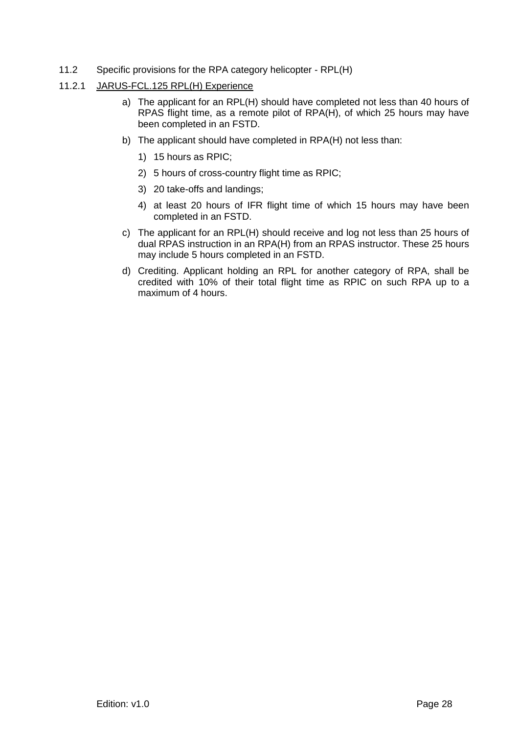## 11.2 Specific provisions for the RPA category helicopter - RPL(H)

### 11.2.1 JARUS-FCL.125 RPL(H) Experience

a) The applicant for an RPL(H) should have completed not less than 40 hours of RPAS flight time, as a remote pilot of RPA(H), of which 25 hours may have been completed in an FSTD.

b) The applicant should have completed in RPA(H) not less than:

   1) 15 hours as RPIC;

   2) 5 hours of cross-country flight time as RPIC;

   3) 20 take-offs and landings;

   4) at least 20 hours of IFR flight time of which 15 hours may have been completed in an FSTD.

c) The applicant for an RPL(H) should receive and log not less than 25 hours of dual RPAS instruction in an RPA(H) from an RPAS instructor. These 25 hours may include 5 hours completed in an FSTD.

d) Crediting. Applicant holding an RPL for another category of RPA, shall be credited with 10% of their total flight time as RPIC on such RPA up to a maximum of 4 hours.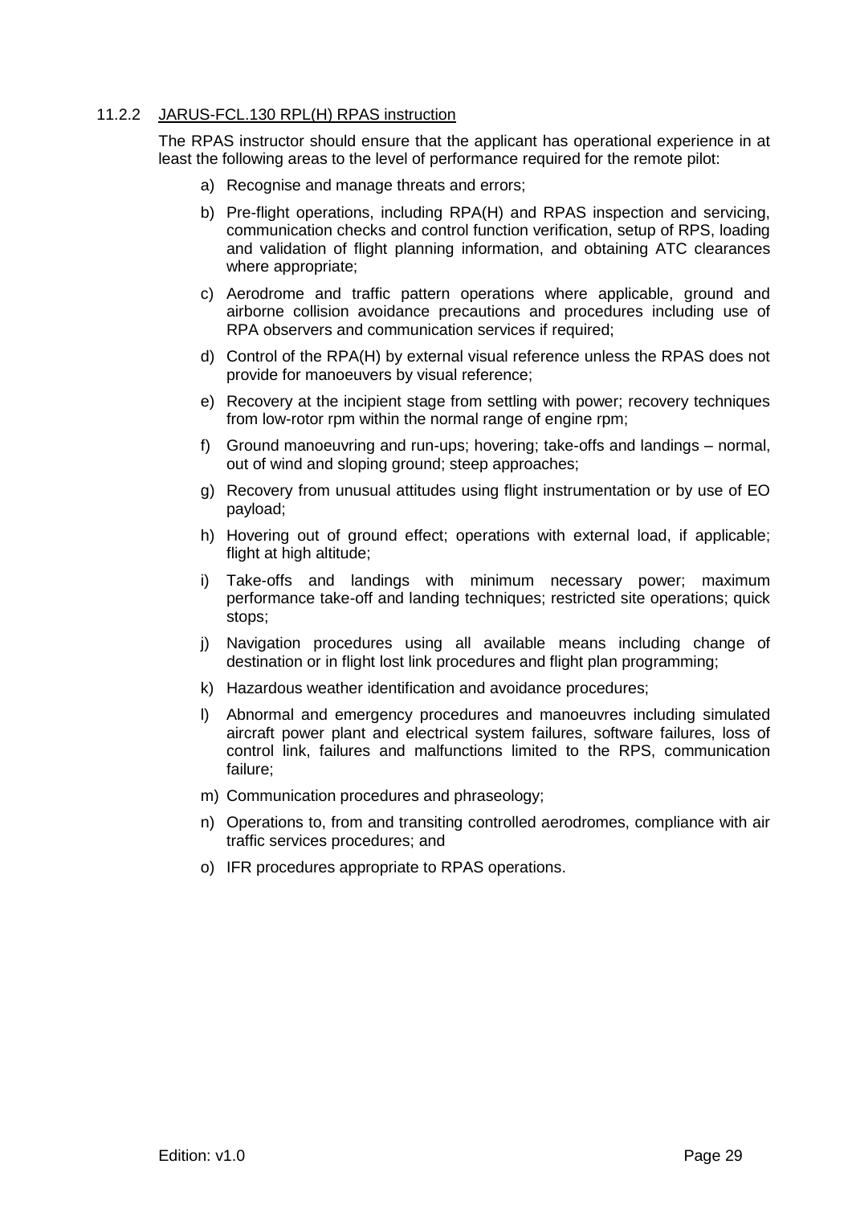#### 11.2.2 JARUS-FCL.130 RPL(H) RPAS instruction

The RPAS instructor should ensure that the applicant has operational experience in at least the following areas to the level of performance required for the remote pilot:

a) Recognise and manage threats and errors;

b) Pre-flight operations, including RPA(H) and RPAS inspection and servicing, communication checks and control function verification, setup of RPS, loading and validation of flight planning information, and obtaining ATC clearances where appropriate;

c) Aerodrome and traffic pattern operations where applicable, ground and airborne collision avoidance precautions and procedures including use of RPA observers and communication services if required;

d) Control of the RPA(H) by external visual reference unless the RPAS does not provide for manoeuvers by visual reference;

e) Recovery at the incipient stage from settling with power; recovery techniques from low-rotor rpm within the normal range of engine rpm;

f) Ground manoeuvring and run-ups; hovering; take-offs and landings – normal, out of wind and sloping ground; steep approaches;

g) Recovery from unusual attitudes using flight instrumentation or by use of EO payload;

h) Hovering out of ground effect; operations with external load, if applicable; flight at high altitude;

i) Take-offs and landings with minimum necessary power; maximum performance take-off and landing techniques; restricted site operations; quick stops;

j) Navigation procedures using all available means including change of destination or in flight lost link procedures and flight plan programming;

k) Hazardous weather identification and avoidance procedures;

l) Abnormal and emergency procedures and manoeuvres including simulated aircraft power plant and electrical system failures, software failures, loss of control link, failures and malfunctions limited to the RPS, communication failure;

m) Communication procedures and phraseology;

n) Operations to, from and transiting controlled aerodromes, compliance with air traffic services procedures; and

o) IFR procedures appropriate to RPAS operations.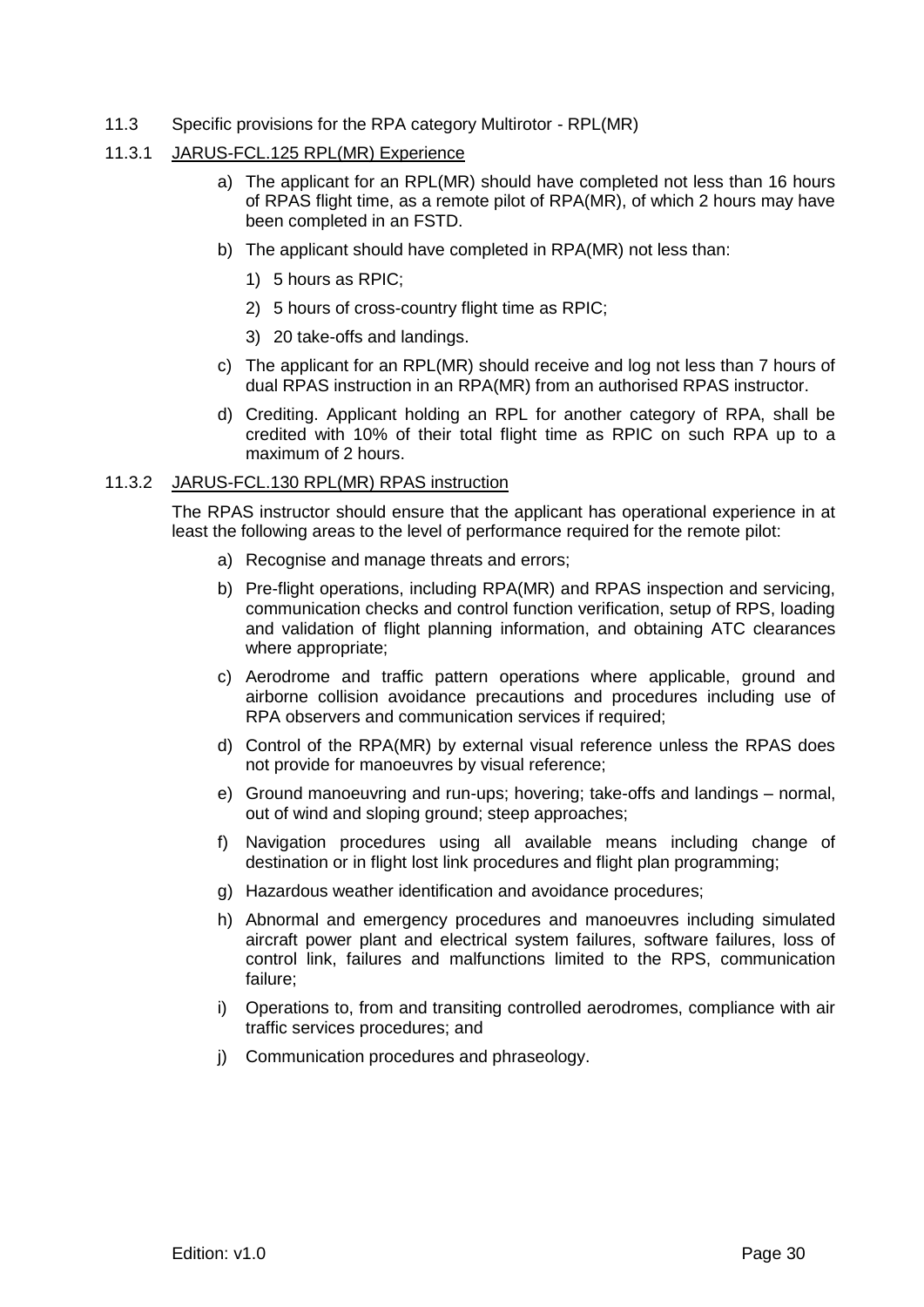## 11.3 Specific provisions for the RPA category Multirotor - RPL(MR)

### 11.3.1 JARUS-FCL.125 RPL(MR) Experience

a) The applicant for an RPL(MR) should have completed not less than 16 hours of RPAS flight time, as a remote pilot of RPA(MR), of which 2 hours may have been completed in an FSTD.

b) The applicant should have completed in RPA(MR) not less than:

   1) 5 hours as RPIC;

   2) 5 hours of cross-country flight time as RPIC;

   3) 20 take-offs and landings.

c) The applicant for an RPL(MR) should receive and log not less than 7 hours of dual RPAS instruction in an RPA(MR) from an authorised RPAS instructor.

d) Crediting. Applicant holding an RPL for another category of RPA, shall be credited with 10% of their total flight time as RPIC on such RPA up to a maximum of 2 hours.

### 11.3.2 JARUS-FCL.130 RPL(MR) RPAS instruction

The RPAS instructor should ensure that the applicant has operational experience in at least the following areas to the level of performance required for the remote pilot:

a) Recognise and manage threats and errors;

b) Pre-flight operations, including RPA(MR) and RPAS inspection and servicing, communication checks and control function verification, setup of RPS, loading and validation of flight planning information, and obtaining ATC clearances where appropriate;

c) Aerodrome and traffic pattern operations where applicable, ground and airborne collision avoidance precautions and procedures including use of RPA observers and communication services if required;

d) Control of the RPA(MR) by external visual reference unless the RPAS does not provide for manoeuvres by visual reference;

e) Ground manoeuvring and run-ups; hovering; take-offs and landings – normal, out of wind and sloping ground; steep approaches;

f) Navigation procedures using all available means including change of destination or in flight lost link procedures and flight plan programming;

g) Hazardous weather identification and avoidance procedures;

h) Abnormal and emergency procedures and manoeuvres including simulated aircraft power plant and electrical system failures, software failures, loss of control link, failures and malfunctions limited to the RPS, communication failure;

i) Operations to, from and transiting controlled aerodromes, compliance with air traffic services procedures; and

j) Communication procedures and phraseology.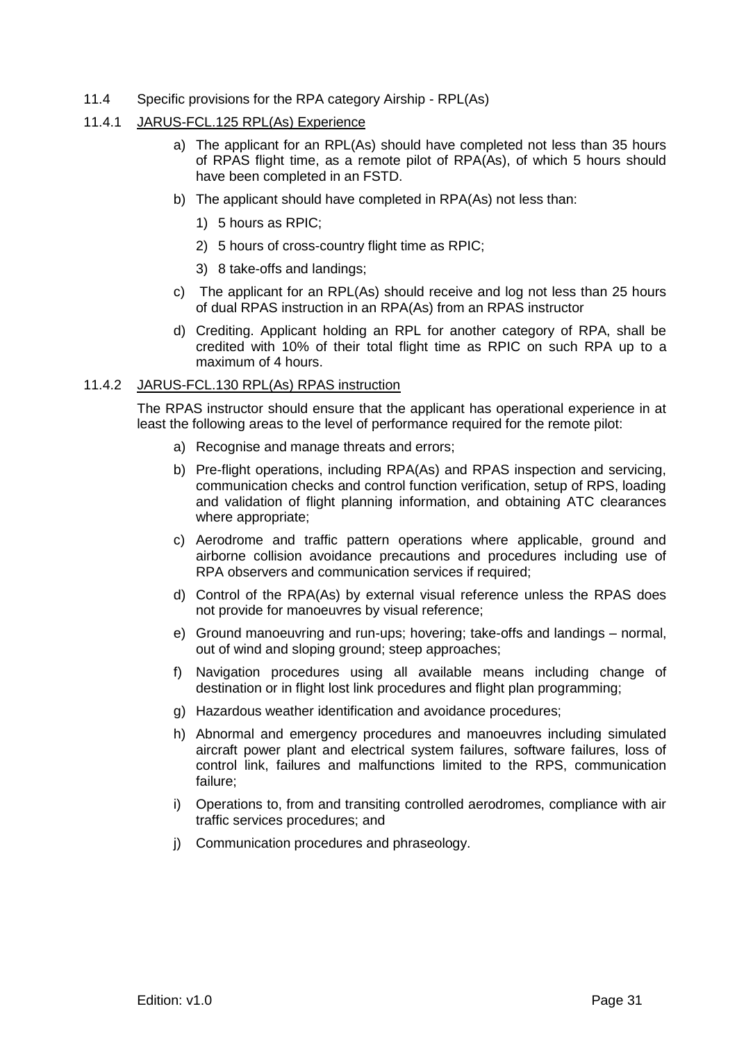## 11.4 Specific provisions for the RPA category Airship - RPL(As)

### 11.4.1 JARUS-FCL.125 RPL(As) Experience

a) The applicant for an RPL(As) should have completed not less than 35 hours of RPAS flight time, as a remote pilot of RPA(As), of which 5 hours should have been completed in an FSTD.

b) The applicant should have completed in RPA(As) not less than:

   1) 5 hours as RPIC;

   2) 5 hours of cross-country flight time as RPIC;

   3) 8 take-offs and landings;

c) The applicant for an RPL(As) should receive and log not less than 25 hours of dual RPAS instruction in an RPA(As) from an RPAS instructor

d) Crediting. Applicant holding an RPL for another category of RPA, shall be credited with 10% of their total flight time as RPIC on such RPA up to a maximum of 4 hours.

### 11.4.2 JARUS-FCL.130 RPL(As) RPAS instruction

The RPAS instructor should ensure that the applicant has operational experience in at least the following areas to the level of performance required for the remote pilot:

a) Recognise and manage threats and errors;

b) Pre-flight operations, including RPA(As) and RPAS inspection and servicing, communication checks and control function verification, setup of RPS, loading and validation of flight planning information, and obtaining ATC clearances where appropriate;

c) Aerodrome and traffic pattern operations where applicable, ground and airborne collision avoidance precautions and procedures including use of RPA observers and communication services if required;

d) Control of the RPA(As) by external visual reference unless the RPAS does not provide for manoeuvres by visual reference;

e) Ground manoeuvring and run-ups; hovering; take-offs and landings – normal, out of wind and sloping ground; steep approaches;

f) Navigation procedures using all available means including change of destination or in flight lost link procedures and flight plan programming;

g) Hazardous weather identification and avoidance procedures;

h) Abnormal and emergency procedures and manoeuvres including simulated aircraft power plant and electrical system failures, software failures, loss of control link, failures and malfunctions limited to the RPS, communication failure;

i) Operations to, from and transiting controlled aerodromes, compliance with air traffic services procedures; and

j) Communication procedures and phraseology.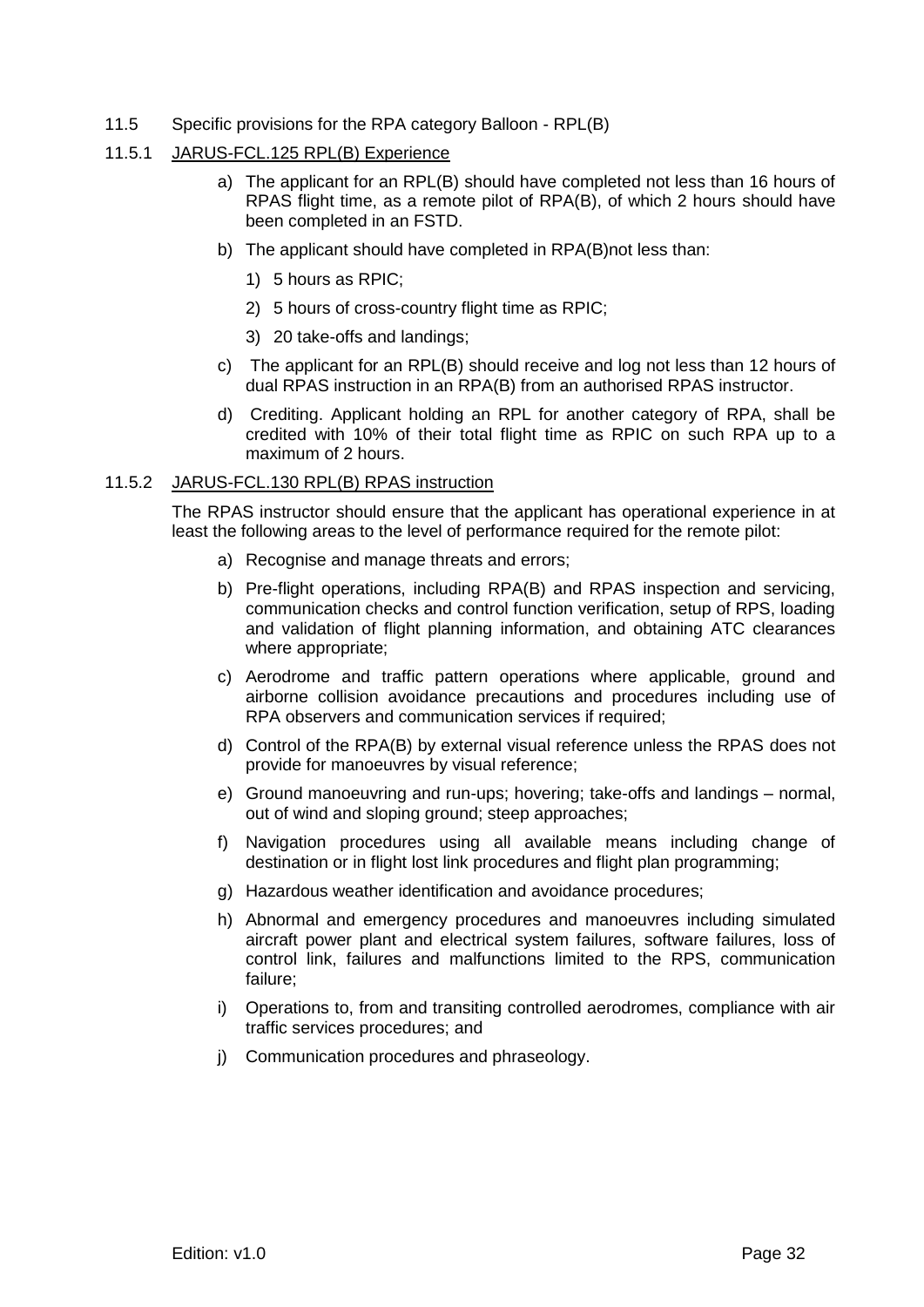## 11.5 Specific provisions for the RPA category Balloon - RPL(B)

### 11.5.1 JARUS-FCL.125 RPL(B) Experience

a) The applicant for an RPL(B) should have completed not less than 16 hours of RPAS flight time, as a remote pilot of RPA(B), of which 2 hours should have been completed in an FSTD.

b) The applicant should have completed in RPA(B)not less than:

  1) 5 hours as RPIC;

  2) 5 hours of cross-country flight time as RPIC;

  3) 20 take-offs and landings;

c) The applicant for an RPL(B) should receive and log not less than 12 hours of dual RPAS instruction in an RPA(B) from an authorised RPAS instructor.

d) Crediting. Applicant holding an RPL for another category of RPA, shall be credited with 10% of their total flight time as RPIC on such RPA up to a maximum of 2 hours.

### 11.5.2 JARUS-FCL.130 RPL(B) RPAS instruction

The RPAS instructor should ensure that the applicant has operational experience in at least the following areas to the level of performance required for the remote pilot:

a) Recognise and manage threats and errors;

b) Pre-flight operations, including RPA(B) and RPAS inspection and servicing, communication checks and control function verification, setup of RPS, loading and validation of flight planning information, and obtaining ATC clearances where appropriate;

c) Aerodrome and traffic pattern operations where applicable, ground and airborne collision avoidance precautions and procedures including use of RPA observers and communication services if required;

d) Control of the RPA(B) by external visual reference unless the RPAS does not provide for manoeuvres by visual reference;

e) Ground manoeuvring and run-ups; hovering; take-offs and landings – normal, out of wind and sloping ground; steep approaches;

f) Navigation procedures using all available means including change of destination or in flight lost link procedures and flight plan programming;

g) Hazardous weather identification and avoidance procedures;

h) Abnormal and emergency procedures and manoeuvres including simulated aircraft power plant and electrical system failures, software failures, loss of control link, failures and malfunctions limited to the RPS, communication failure;

i) Operations to, from and transiting controlled aerodromes, compliance with air traffic services procedures; and

j) Communication procedures and phraseology.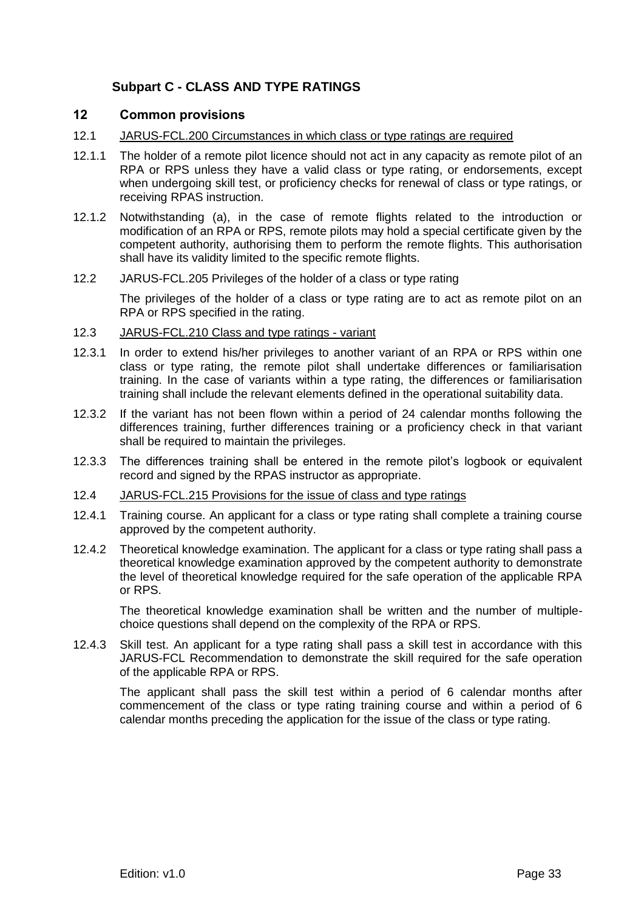## Subpart C - CLASS AND TYPE RATINGS

### 12 Common provisions

12.1 JARUS-FCL.200 Circumstances in which class or type ratings are required

12.1.1 The holder of a remote pilot licence should not act in any capacity as remote pilot of an RPA or RPS unless they have a valid class or type rating, or endorsements, except when undergoing skill test, or proficiency checks for renewal of class or type ratings, or receiving RPAS instruction.

12.1.2 Notwithstanding (a), in the case of remote flights related to the introduction or modification of an RPA or RPS, remote pilots may hold a special certificate given by the competent authority, authorising them to perform the remote flights. This authorisation shall have its validity limited to the specific remote flights.

12.2 JARUS-FCL.205 Privileges of the holder of a class or type rating

The privileges of the holder of a class or type rating are to act as remote pilot on an RPA or RPS specified in the rating.

12.3 JARUS-FCL.210 Class and type ratings - variant

12.3.1 In order to extend his/her privileges to another variant of an RPA or RPS within one class or type rating, the remote pilot shall undertake differences or familiarisation training. In the case of variants within a type rating, the differences or familiarisation training shall include the relevant elements defined in the operational suitability data.

12.3.2 If the variant has not been flown within a period of 24 calendar months following the differences training, further differences training or a proficiency check in that variant shall be required to maintain the privileges.

12.3.3 The differences training shall be entered in the remote pilot's logbook or equivalent record and signed by the RPAS instructor as appropriate.

12.4 JARUS-FCL.215 Provisions for the issue of class and type ratings

12.4.1 Training course. An applicant for a class or type rating shall complete a training course approved by the competent authority.

12.4.2 Theoretical knowledge examination. The applicant for a class or type rating shall pass a theoretical knowledge examination approved by the competent authority to demonstrate the level of theoretical knowledge required for the safe operation of the applicable RPA or RPS.

The theoretical knowledge examination shall be written and the number of multiple-choice questions shall depend on the complexity of the RPA or RPS.

12.4.3 Skill test. An applicant for a type rating shall pass a skill test in accordance with this JARUS-FCL Recommendation to demonstrate the skill required for the safe operation of the applicable RPA or RPS.

The applicant shall pass the skill test within a period of 6 calendar months after commencement of the class or type rating training course and within a period of 6 calendar months preceding the application for the issue of the class or type rating.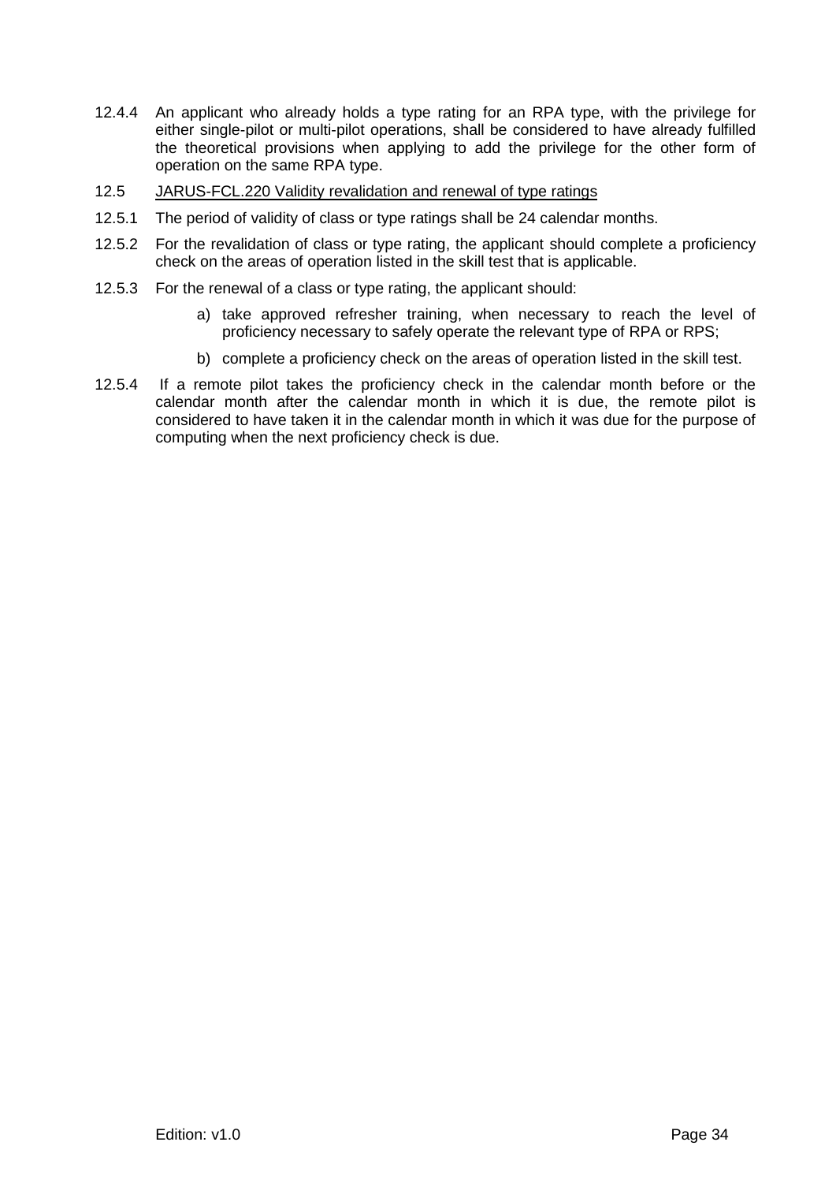12.4.4 An applicant who already holds a type rating for an RPA type, with the privilege for either single-pilot or multi-pilot operations, shall be considered to have already fulfilled the theoretical provisions when applying to add the privilege for the other form of operation on the same RPA type.

12.5 JARUS-FCL.220 Validity revalidation and renewal of type ratings

12.5.1 The period of validity of class or type ratings shall be 24 calendar months.

12.5.2 For the revalidation of class or type rating, the applicant should complete a proficiency check on the areas of operation listed in the skill test that is applicable.

12.5.3 For the renewal of a class or type rating, the applicant should:

a) take approved refresher training, when necessary to reach the level of proficiency necessary to safely operate the relevant type of RPA or RPS;

b) complete a proficiency check on the areas of operation listed in the skill test.

12.5.4 If a remote pilot takes the proficiency check in the calendar month before or the calendar month after the calendar month in which it is due, the remote pilot is considered to have taken it in the calendar month in which it was due for the purpose of computing when the next proficiency check is due.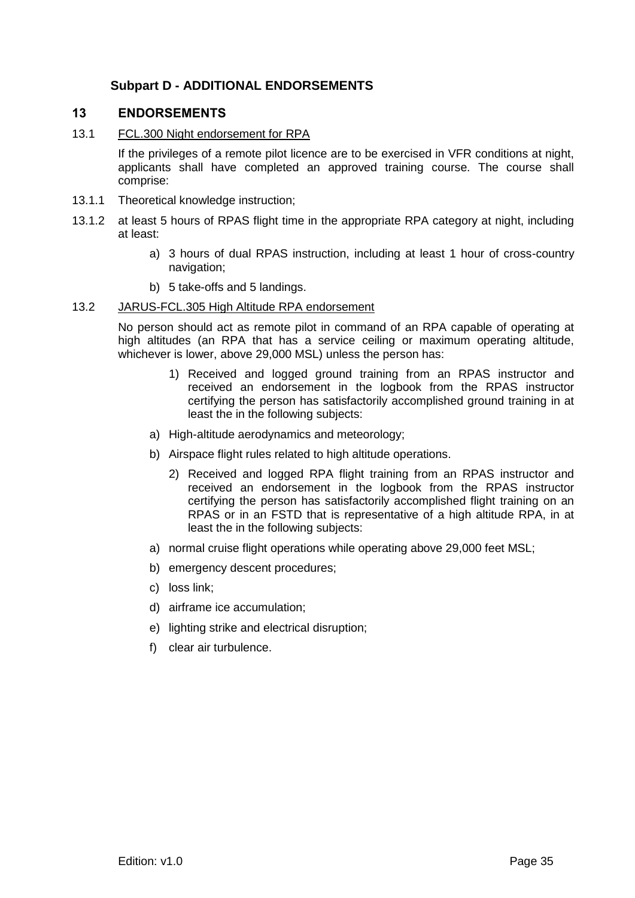## Subpart D - ADDITIONAL ENDORSEMENTS

### 13 ENDORSEMENTS

13.1 FCL.300 Night endorsement for RPA

If the privileges of a remote pilot licence are to be exercised in VFR conditions at night, applicants shall have completed an approved training course. The course shall comprise:

13.1.1 Theoretical knowledge instruction;

13.1.2 at least 5 hours of RPAS flight time in the appropriate RPA category at night, including at least:

a) 3 hours of dual RPAS instruction, including at least 1 hour of cross-country navigation;

b) 5 take-offs and 5 landings.

13.2 JARUS-FCL.305 High Altitude RPA endorsement

No person should act as remote pilot in command of an RPA capable of operating at high altitudes (an RPA that has a service ceiling or maximum operating altitude, whichever is lower, above 29,000 MSL) unless the person has:

1) Received and logged ground training from an RPAS instructor and received an endorsement in the logbook from the RPAS instructor certifying the person has satisfactorily accomplished ground training in at least the in the following subjects:

a) High-altitude aerodynamics and meteorology;

b) Airspace flight rules related to high altitude operations.

2) Received and logged RPA flight training from an RPAS instructor and received an endorsement in the logbook from the RPAS instructor certifying the person has satisfactorily accomplished flight training on an RPAS or in an FSTD that is representative of a high altitude RPA, in at least the in the following subjects:

a) normal cruise flight operations while operating above 29,000 feet MSL;

b) emergency descent procedures;

c) loss link;

d) airframe ice accumulation;

e) lighting strike and electrical disruption;

f) clear air turbulence.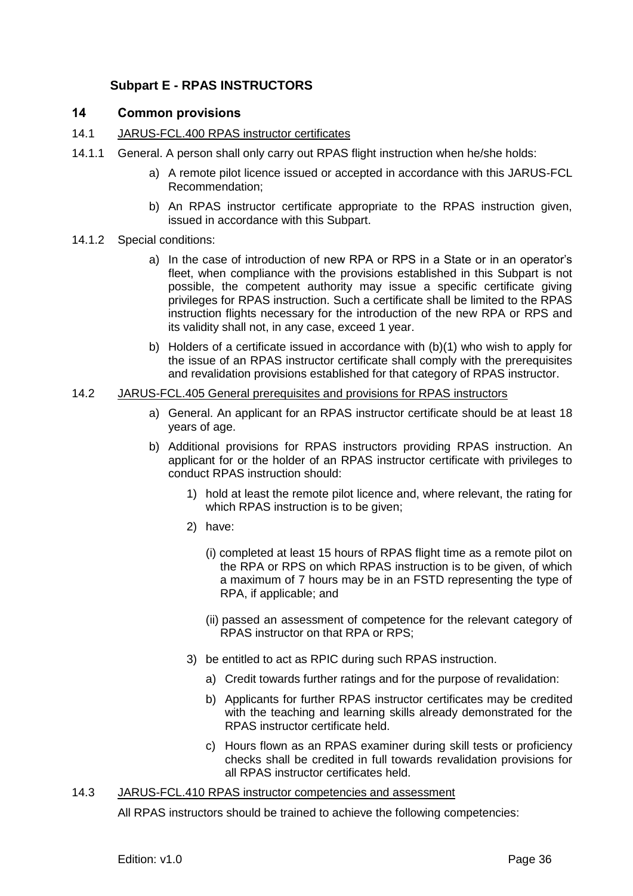## Subpart E - RPAS INSTRUCTORS

### 14 Common provisions

14.1 JARUS-FCL.400 RPAS instructor certificates

14.1.1 General. A person shall only carry out RPAS flight instruction when he/she holds:

a) A remote pilot licence issued or accepted in accordance with this JARUS-FCL Recommendation;

b) An RPAS instructor certificate appropriate to the RPAS instruction given, issued in accordance with this Subpart.

14.1.2 Special conditions:

a) In the case of introduction of new RPA or RPS in a State or in an operator's fleet, when compliance with the provisions established in this Subpart is not possible, the competent authority may issue a specific certificate giving privileges for RPAS instruction. Such a certificate shall be limited to the RPAS instruction flights necessary for the introduction of the new RPA or RPS and its validity shall not, in any case, exceed 1 year.

b) Holders of a certificate issued in accordance with (b)(1) who wish to apply for the issue of an RPAS instructor certificate shall comply with the prerequisites and revalidation provisions established for that category of RPAS instructor.

14.2 JARUS-FCL.405 General prerequisites and provisions for RPAS instructors

a) General. An applicant for an RPAS instructor certificate should be at least 18 years of age.

b) Additional provisions for RPAS instructors providing RPAS instruction. An applicant for or the holder of an RPAS instructor certificate with privileges to conduct RPAS instruction should:

1) hold at least the remote pilot licence and, where relevant, the rating for which RPAS instruction is to be given;

2) have:

(i) completed at least 15 hours of RPAS flight time as a remote pilot on the RPA or RPS on which RPAS instruction is to be given, of which a maximum of 7 hours may be in an FSTD representing the type of RPA, if applicable; and

(ii) passed an assessment of competence for the relevant category of RPAS instructor on that RPA or RPS;

3) be entitled to act as RPIC during such RPAS instruction.

a) Credit towards further ratings and for the purpose of revalidation:

b) Applicants for further RPAS instructor certificates may be credited with the teaching and learning skills already demonstrated for the RPAS instructor certificate held.

c) Hours flown as an RPAS examiner during skill tests or proficiency checks shall be credited in full towards revalidation provisions for all RPAS instructor certificates held.

14.3 JARUS-FCL.410 RPAS instructor competencies and assessment

All RPAS instructors should be trained to achieve the following competencies: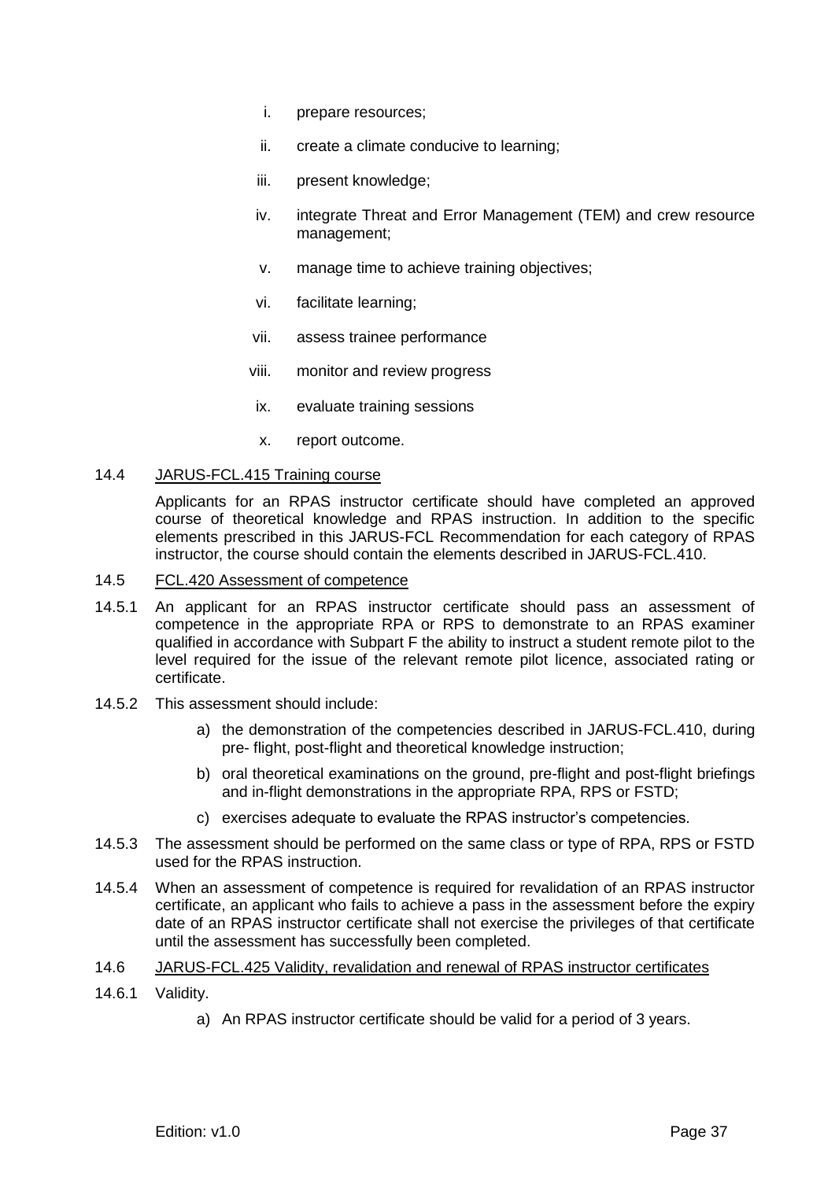i. prepare resources;

ii. create a climate conducive to learning;

iii. present knowledge;

iv. integrate Threat and Error Management (TEM) and crew resource management;

v. manage time to achieve training objectives;

vi. facilitate learning;

vii. assess trainee performance

viii. monitor and review progress

ix. evaluate training sessions

x. report outcome.

14.4 JARUS-FCL.415 Training course

Applicants for an RPAS instructor certificate should have completed an approved course of theoretical knowledge and RPAS instruction. In addition to the specific elements prescribed in this JARUS-FCL Recommendation for each category of RPAS instructor, the course should contain the elements described in JARUS-FCL.410.

14.5 FCL.420 Assessment of competence

14.5.1 An applicant for an RPAS instructor certificate should pass an assessment of competence in the appropriate RPA or RPS to demonstrate to an RPAS examiner qualified in accordance with Subpart F the ability to instruct a student remote pilot to the level required for the issue of the relevant remote pilot licence, associated rating or certificate.

14.5.2 This assessment should include:

a) the demonstration of the competencies described in JARUS-FCL.410, during pre- flight, post-flight and theoretical knowledge instruction;

b) oral theoretical examinations on the ground, pre-flight and post-flight briefings and in-flight demonstrations in the appropriate RPA, RPS or FSTD;

c) exercises adequate to evaluate the RPAS instructor's competencies.

14.5.3 The assessment should be performed on the same class or type of RPA, RPS or FSTD used for the RPAS instruction.

14.5.4 When an assessment of competence is required for revalidation of an RPAS instructor certificate, an applicant who fails to achieve a pass in the assessment before the expiry date of an RPAS instructor certificate shall not exercise the privileges of that certificate until the assessment has successfully been completed.

14.6 JARUS-FCL.425 Validity, revalidation and renewal of RPAS instructor certificates

14.6.1 Validity.

a) An RPAS instructor certificate should be valid for a period of 3 years.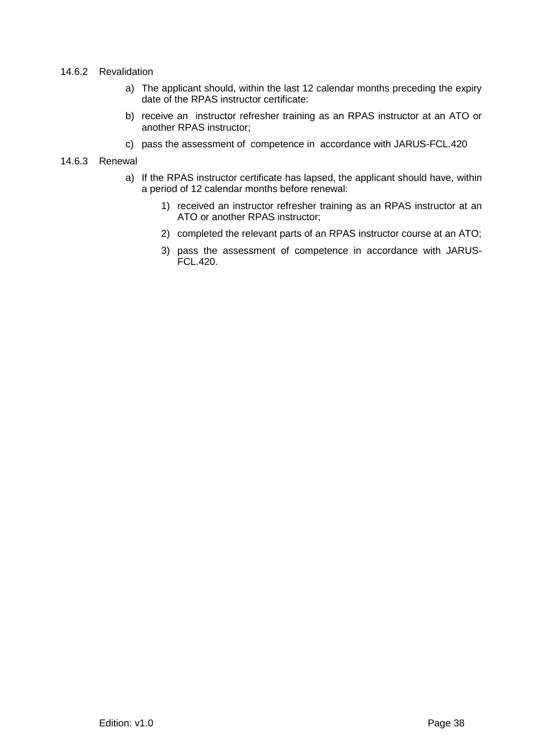14.6.2 Revalidation

a) The applicant should, within the last 12 calendar months preceding the expiry date of the RPAS instructor certificate:

b) receive an instructor refresher training as an RPAS instructor at an ATO or another RPAS instructor;

c) pass the assessment of competence in accordance with JARUS-FCL.420

14.6.3 Renewal

a) If the RPAS instructor certificate has lapsed, the applicant should have, within a period of 12 calendar months before renewal:

   1) received an instructor refresher training as an RPAS instructor at an ATO or another RPAS instructor;

   2) completed the relevant parts of an RPAS instructor course at an ATO;

   3) pass the assessment of competence in accordance with JARUS-FCL.420.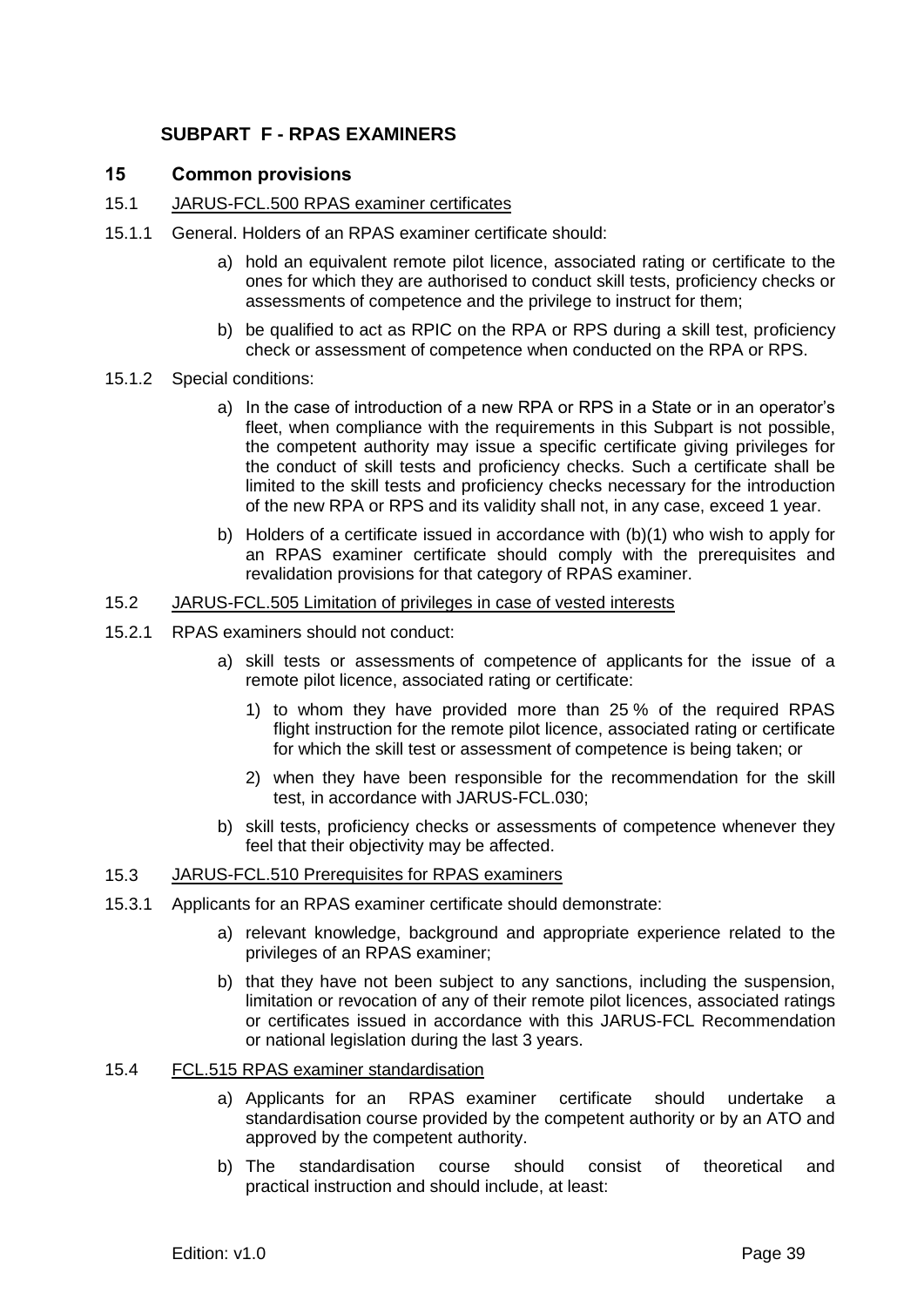# SUBPART F - RPAS EXAMINERS

## 15 Common provisions

### 15.1 JARUS-FCL.500 RPAS examiner certificates

15.1.1 General. Holders of an RPAS examiner certificate should:

a) hold an equivalent remote pilot licence, associated rating or certificate to the ones for which they are authorised to conduct skill tests, proficiency checks or assessments of competence and the privilege to instruct for them;

b) be qualified to act as RPIC on the RPA or RPS during a skill test, proficiency check or assessment of competence when conducted on the RPA or RPS.

15.1.2 Special conditions:

a) In the case of introduction of a new RPA or RPS in a State or in an operator's fleet, when compliance with the requirements in this Subpart is not possible, the competent authority may issue a specific certificate giving privileges for the conduct of skill tests and proficiency checks. Such a certificate shall be limited to the skill tests and proficiency checks necessary for the introduction of the new RPA or RPS and its validity shall not, in any case, exceed 1 year.

b) Holders of a certificate issued in accordance with (b)(1) who wish to apply for an RPAS examiner certificate should comply with the prerequisites and revalidation provisions for that category of RPAS examiner.

### 15.2 JARUS-FCL.505 Limitation of privileges in case of vested interests

15.2.1 RPAS examiners should not conduct:

a) skill tests or assessments of competence of applicants for the issue of a remote pilot licence, associated rating or certificate:

   1) to whom they have provided more than 25 % of the required RPAS flight instruction for the remote pilot licence, associated rating or certificate for which the skill test or assessment of competence is being taken; or

   2) when they have been responsible for the recommendation for the skill test, in accordance with JARUS-FCL.030;

b) skill tests, proficiency checks or assessments of competence whenever they feel that their objectivity may be affected.

### 15.3 JARUS-FCL.510 Prerequisites for RPAS examiners

15.3.1 Applicants for an RPAS examiner certificate should demonstrate:

a) relevant knowledge, background and appropriate experience related to the privileges of an RPAS examiner;

b) that they have not been subject to any sanctions, including the suspension, limitation or revocation of any of their remote pilot licences, associated ratings or certificates issued in accordance with this JARUS-FCL Recommendation or national legislation during the last 3 years.

### 15.4 FCL.515 RPAS examiner standardisation

a) Applicants for an RPAS examiner certificate should undertake a standardisation course provided by the competent authority or by an ATO and approved by the competent authority.

b) The standardisation course should consist of theoretical and practical instruction and should include, at least: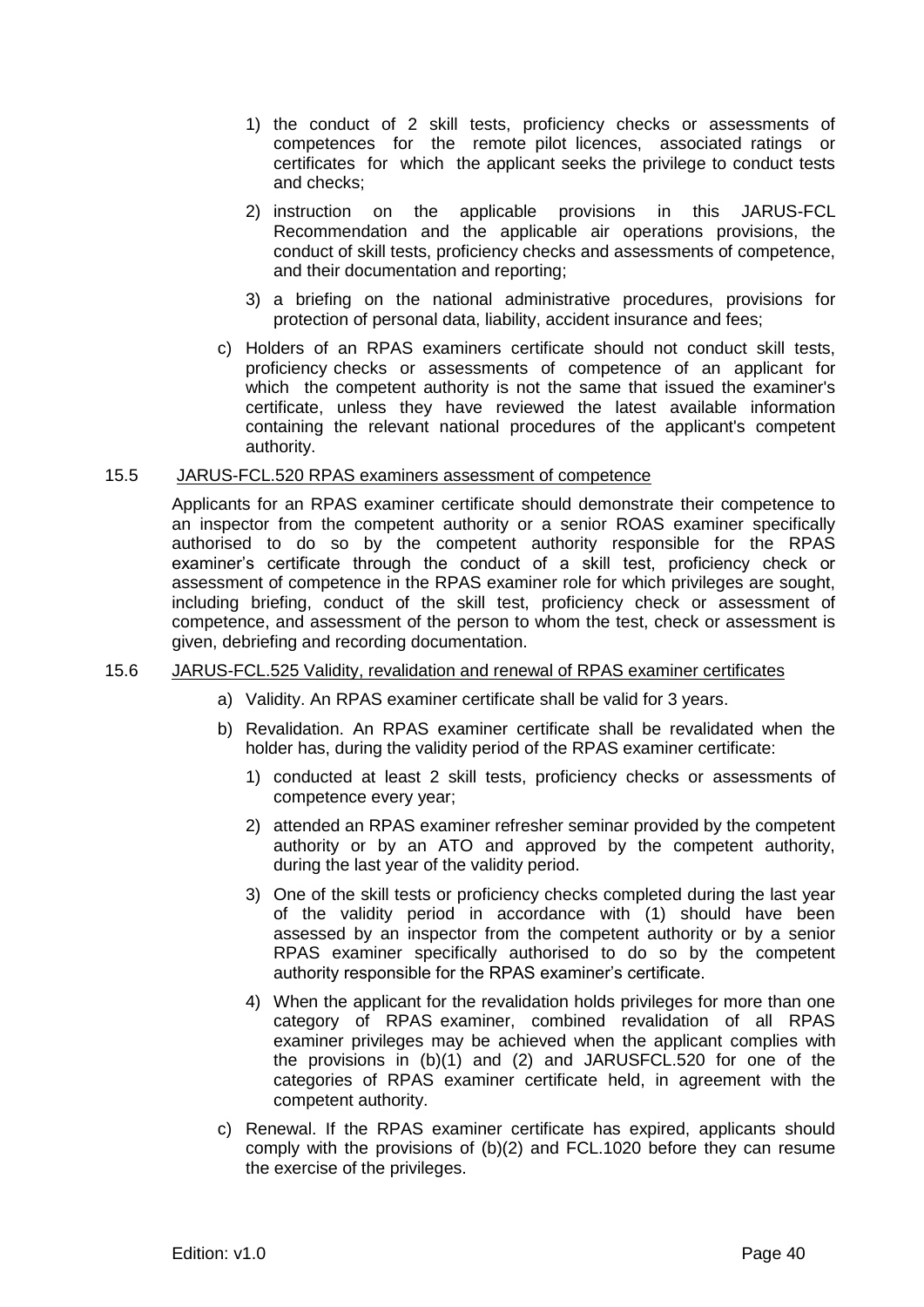1) the conduct of 2 skill tests, proficiency checks or assessments of competences for the remote pilot licences, associated ratings or certificates for which the applicant seeks the privilege to conduct tests and checks;

2) instruction on the applicable provisions in this JARUS-FCL Recommendation and the applicable air operations provisions, the conduct of skill tests, proficiency checks and assessments of competence, and their documentation and reporting;

3) a briefing on the national administrative procedures, provisions for protection of personal data, liability, accident insurance and fees;

c) Holders of an RPAS examiners certificate should not conduct skill tests, proficiency checks or assessments of competence of an applicant for which the competent authority is not the same that issued the examiner's certificate, unless they have reviewed the latest available information containing the relevant national procedures of the applicant's competent authority.

15.5 <u>JARUS-FCL.520 RPAS examiners assessment of competence</u>

Applicants for an RPAS examiner certificate should demonstrate their competence to an inspector from the competent authority or a senior ROAS examiner specifically authorised to do so by the competent authority responsible for the RPAS examiner's certificate through the conduct of a skill test, proficiency check or assessment of competence in the RPAS examiner role for which privileges are sought, including briefing, conduct of the skill test, proficiency check or assessment of competence, and assessment of the person to whom the test, check or assessment is given, debriefing and recording documentation.

15.6 <u>JARUS-FCL.525 Validity, revalidation and renewal of RPAS examiner certificates</u>

a) Validity. An RPAS examiner certificate shall be valid for 3 years.

b) Revalidation. An RPAS examiner certificate shall be revalidated when the holder has, during the validity period of the RPAS examiner certificate:

   1) conducted at least 2 skill tests, proficiency checks or assessments of competence every year;

   2) attended an RPAS examiner refresher seminar provided by the competent authority or by an ATO and approved by the competent authority, during the last year of the validity period.

   3) One of the skill tests or proficiency checks completed during the last year of the validity period in accordance with (1) should have been assessed by an inspector from the competent authority or by a senior RPAS examiner specifically authorised to do so by the competent authority responsible for the RPAS examiner's certificate.

   4) When the applicant for the revalidation holds privileges for more than one category of RPAS examiner, combined revalidation of all RPAS examiner privileges may be achieved when the applicant complies with the provisions in (b)(1) and (2) and JARUSFCL.520 for one of the categories of RPAS examiner certificate held, in agreement with the competent authority.

c) Renewal. If the RPAS examiner certificate has expired, applicants should comply with the provisions of (b)(2) and FCL.1020 before they can resume the exercise of the privileges.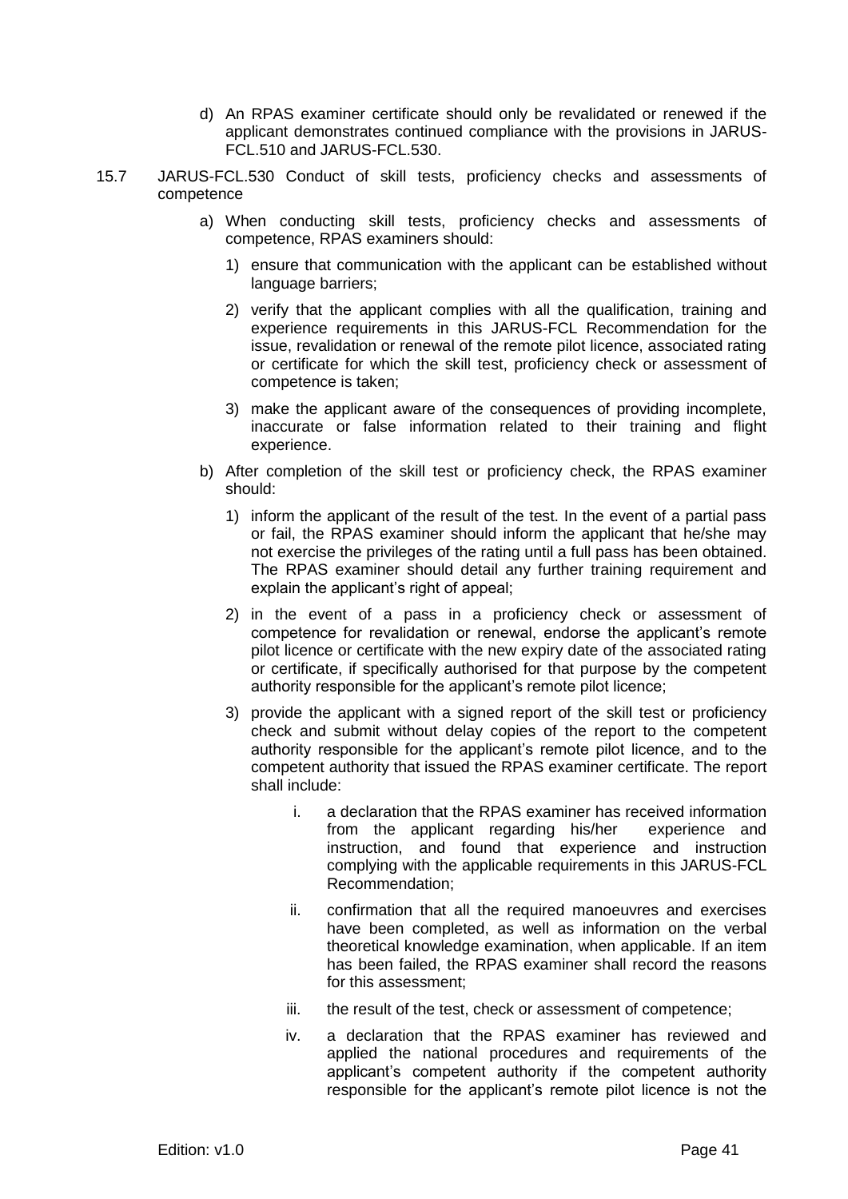d) An RPAS examiner certificate should only be revalidated or renewed if the applicant demonstrates continued compliance with the provisions in JARUS-FCL.510 and JARUS-FCL.530.

15.7 JARUS-FCL.530 Conduct of skill tests, proficiency checks and assessments of competence

a) When conducting skill tests, proficiency checks and assessments of competence, RPAS examiners should:

1) ensure that communication with the applicant can be established without language barriers;

2) verify that the applicant complies with all the qualification, training and experience requirements in this JARUS-FCL Recommendation for the issue, revalidation or renewal of the remote pilot licence, associated rating or certificate for which the skill test, proficiency check or assessment of competence is taken;

3) make the applicant aware of the consequences of providing incomplete, inaccurate or false information related to their training and flight experience.

b) After completion of the skill test or proficiency check, the RPAS examiner should:

1) inform the applicant of the result of the test. In the event of a partial pass or fail, the RPAS examiner should inform the applicant that he/she may not exercise the privileges of the rating until a full pass has been obtained. The RPAS examiner should detail any further training requirement and explain the applicant's right of appeal;

2) in the event of a pass in a proficiency check or assessment of competence for revalidation or renewal, endorse the applicant's remote pilot licence or certificate with the new expiry date of the associated rating or certificate, if specifically authorised for that purpose by the competent authority responsible for the applicant's remote pilot licence;

3) provide the applicant with a signed report of the skill test or proficiency check and submit without delay copies of the report to the competent authority responsible for the applicant's remote pilot licence, and to the competent authority that issued the RPAS examiner certificate. The report shall include:

i. a declaration that the RPAS examiner has received information from the applicant regarding his/her experience and instruction, and found that experience and instruction complying with the applicable requirements in this JARUS-FCL Recommendation;

ii. confirmation that all the required manoeuvres and exercises have been completed, as well as information on the verbal theoretical knowledge examination, when applicable. If an item has been failed, the RPAS examiner shall record the reasons for this assessment;

iii. the result of the test, check or assessment of competence;

iv. a declaration that the RPAS examiner has reviewed and applied the national procedures and requirements of the applicant's competent authority if the competent authority responsible for the applicant's remote pilot licence is not the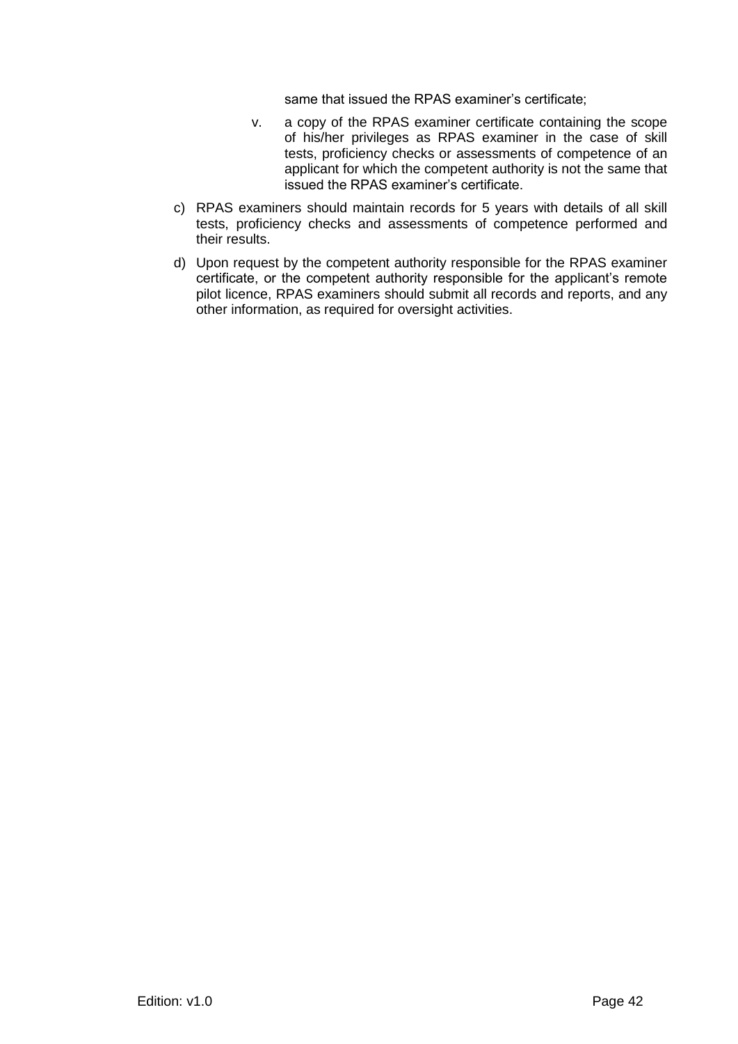same that issued the RPAS examiner's certificate;

v. a copy of the RPAS examiner certificate containing the scope of his/her privileges as RPAS examiner in the case of skill tests, proficiency checks or assessments of competence of an applicant for which the competent authority is not the same that issued the RPAS examiner's certificate.

c) RPAS examiners should maintain records for 5 years with details of all skill tests, proficiency checks and assessments of competence performed and their results.

d) Upon request by the competent authority responsible for the RPAS examiner certificate, or the competent authority responsible for the applicant's remote pilot licence, RPAS examiners should submit all records and reports, and any other information, as required for oversight activities.